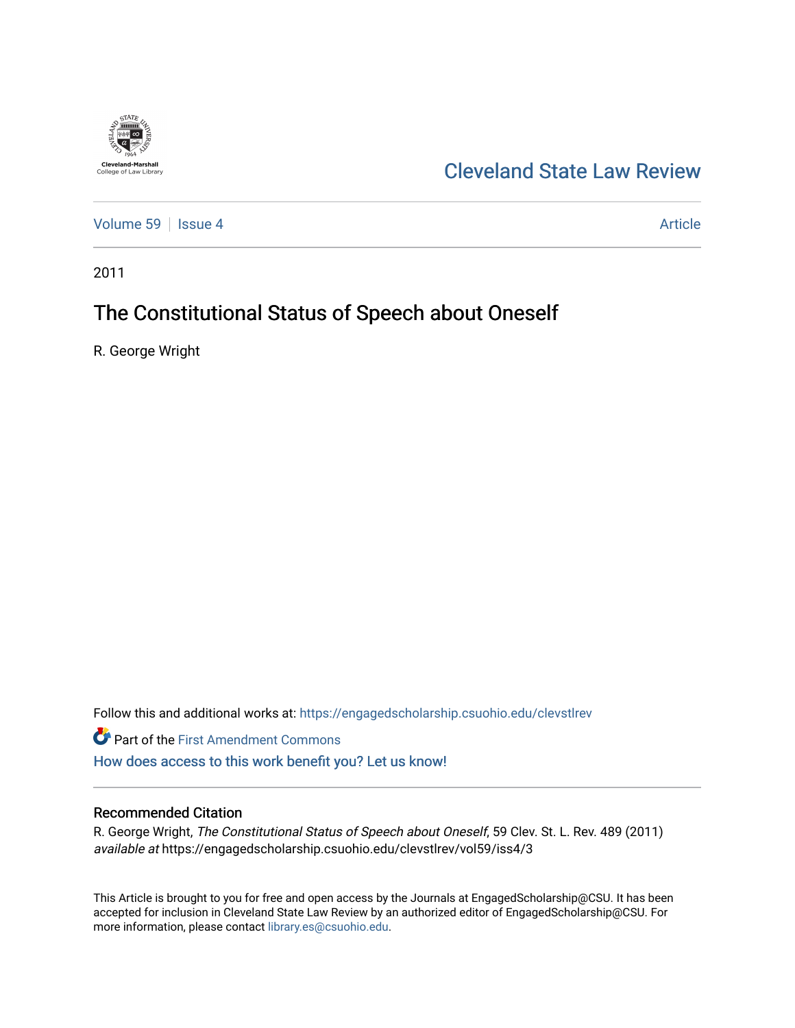Cleveland-Marshall College of Law Library

Cleveland State Law Review

Volume 59 | Issue 4 | Article

2011

# The Constitutional Status of Speech about Oneself

R. George Wright

Follow this and additional works at: https://engagedscholarship.csuohio.edu/clevstlrev

Part of the First Amendment Commons

How does access to this work benefit you? Let us know!

## Recommended Citation

R. George Wright, *The Constitutional Status of Speech about Oneself*, 59 Clev. St. L. Rev. 489 (2011) *available at* https://engagedscholarship.csuohio.edu/clevstlrev/vol59/iss4/3

This Article is brought to you for free and open access by the Journals at EngagedScholarship@CSU. It has been accepted for inclusion in Cleveland State Law Review by an authorized editor of EngagedScholarship@CSU. For more information, please contact library.es@csuohio.edu.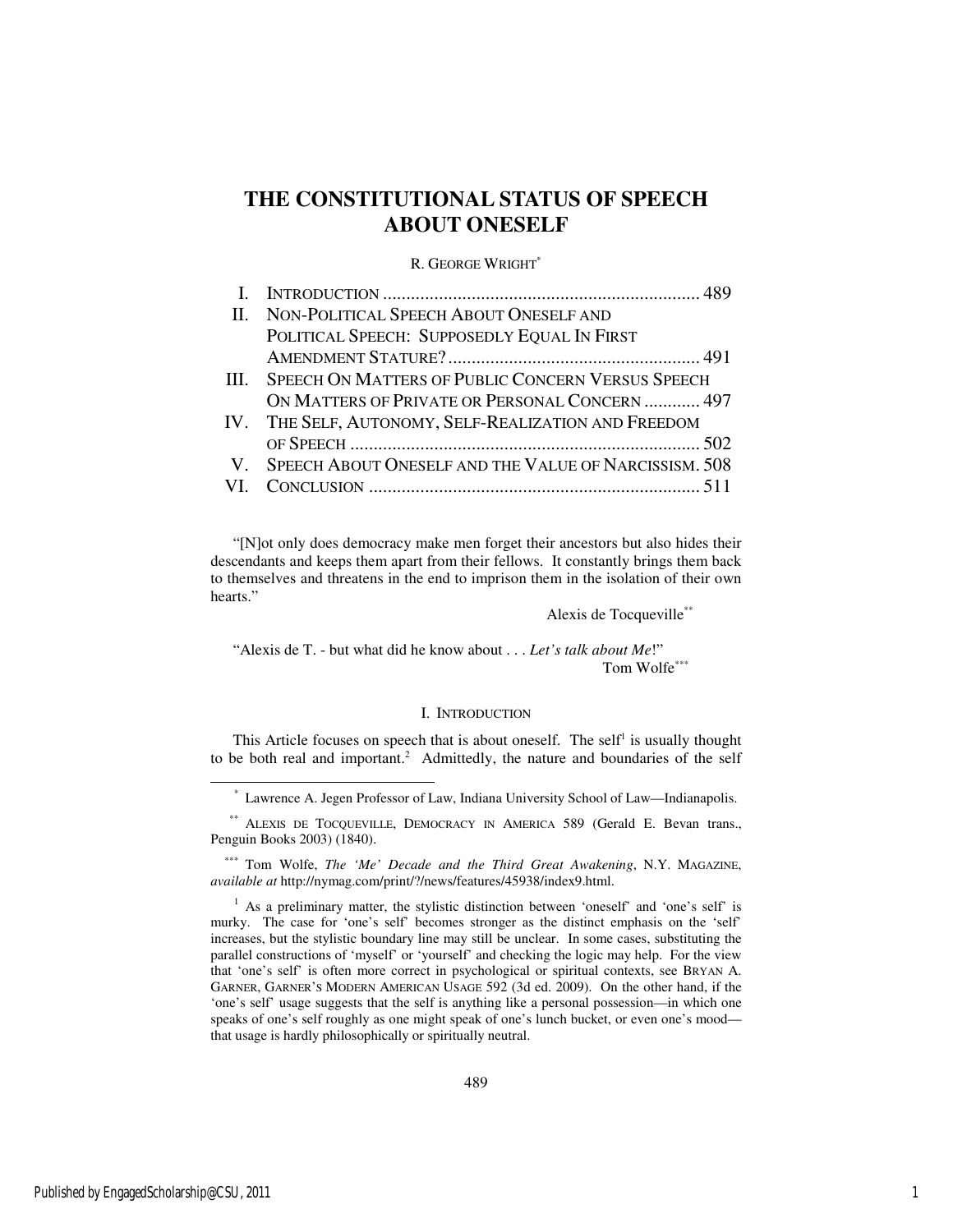# THE CONSTITUTIONAL STATUS OF SPEECH ABOUT ONESELF

R. GEORGE WRIGHT*

| | | |
|---|---|---|
| I. | INTRODUCTION | 489 |
| II. | NON-POLITICAL SPEECH ABOUT ONESELF AND POLITICAL SPEECH: SUPPOSEDLY EQUAL IN FIRST AMENDMENT STATURE? | 491 |
| III. | SPEECH ON MATTERS OF PUBLIC CONCERN VERSUS SPEECH ON MATTERS OF PRIVATE OR PERSONAL CONCERN | 497 |
| IV. | THE SELF, AUTONOMY, SELF-REALIZATION AND FREEDOM OF SPEECH | 502 |
| V. | SPEECH ABOUT ONESELF AND THE VALUE OF NARCISSISM | 508 |
| VI. | CONCLUSION | 511 |

"[N]ot only does democracy make men forget their ancestors but also hides their descendants and keeps them apart from their fellows. It constantly brings them back to themselves and threatens in the end to imprison them in the isolation of their own hearts."

Alexis de Tocqueville**

"Alexis de T. - but what did he know about . . . *Let's talk about Me*!"

Tom Wolfe***

## I. INTRODUCTION

This Article focuses on speech that is about oneself. The self[1] is usually thought to be both real and important.[2] Admittedly, the nature and boundaries of the self

---

* Lawrence A. Jegen Professor of Law, Indiana University School of Law—Indianapolis.

** ALEXIS DE TOCQUEVILLE, DEMOCRACY IN AMERICA 589 (Gerald E. Bevan trans., Penguin Books 2003) (1840).

*** Tom Wolfe, *The 'Me' Decade and the Third Great Awakening*, N.Y. MAGAZINE, *available at* http://nymag.com/print/?/news/features/45938/index9.html.

[1] As a preliminary matter, the stylistic distinction between 'oneself' and 'one's self' is murky. The case for 'one's self' becomes stronger as the distinct emphasis on the 'self' increases, but the stylistic boundary line may still be unclear. In some cases, substituting the parallel constructions of 'myself' or 'yourself' and checking the logic may help. For the view that 'one's self' is often more correct in psychological or spiritual contexts, see BRYAN A. GARNER, GARNER'S MODERN AMERICAN USAGE 592 (3d ed. 2009). On the other hand, if the 'one's self' usage suggests that the self is anything like a personal possession—in which one speaks of one's self roughly as one might speak of one's lunch bucket, or even one's mood—that usage is hardly philosophically or spiritually neutral.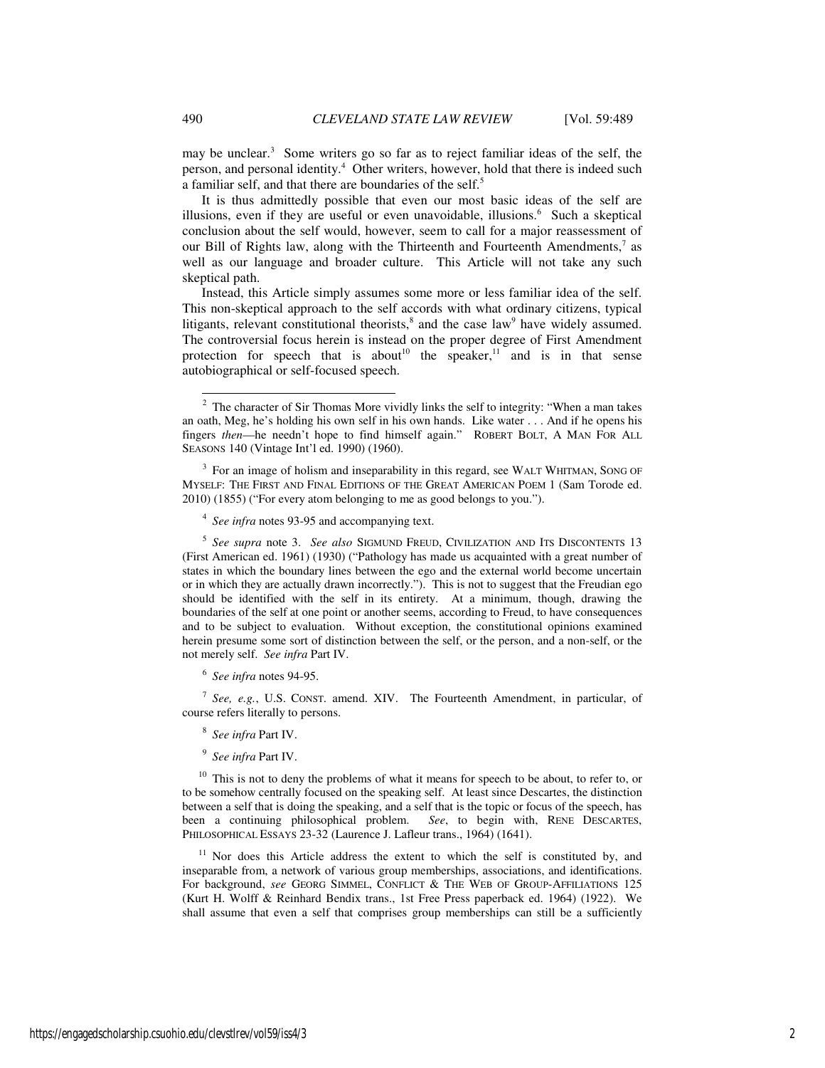may be unclear.[3] Some writers go so far as to reject familiar ideas of the self, the person, and personal identity.[4] Other writers, however, hold that there is indeed such a familiar self, and that there are boundaries of the self.[5]

It is thus admittedly possible that even our most basic ideas of the self are illusions, even if they are useful or even unavoidable, illusions.[6] Such a skeptical conclusion about the self would, however, seem to call for a major reassessment of our Bill of Rights law, along with the Thirteenth and Fourteenth Amendments,[7] as well as our language and broader culture. This Article will not take any such skeptical path.

Instead, this Article simply assumes some more or less familiar idea of the self. This non-skeptical approach to the self accords with what ordinary citizens, typical litigants, relevant constitutional theorists,[8] and the case law[9] have widely assumed. The controversial focus herein is instead on the proper degree of First Amendment protection for speech that is about[10] the speaker,[11] and is in that sense autobiographical or self-focused speech.

---

[2] The character of Sir Thomas More vividly links the self to integrity: "When a man takes an oath, Meg, he's holding his own self in his own hands. Like water . . . And if he opens his fingers *then*—he needn't hope to find himself again." ROBERT BOLT, A MAN FOR ALL SEASONS 140 (Vintage Int'l ed. 1990) (1960).

[3] For an image of holism and inseparability in this regard, see WALT WHITMAN, SONG OF MYSELF: THE FIRST AND FINAL EDITIONS OF THE GREAT AMERICAN POEM 1 (Sam Torode ed. 2010) (1855) ("For every atom belonging to me as good belongs to you.").

[4] *See infra* notes 93-95 and accompanying text.

[5] *See supra* note 3. *See also* SIGMUND FREUD, CIVILIZATION AND ITS DISCONTENTS 13 (First American ed. 1961) (1930) ("Pathology has made us acquainted with a great number of states in which the boundary lines between the ego and the external world become uncertain or in which they are actually drawn incorrectly."). This is not to suggest that the Freudian ego should be identified with the self in its entirety. At a minimum, though, drawing the boundaries of the self at one point or another seems, according to Freud, to have consequences and to be subject to evaluation. Without exception, the constitutional opinions examined herein presume some sort of distinction between the self, or the person, and a non-self, or the not merely self. *See infra* Part IV.

[6] *See infra* notes 94-95.

[7] *See, e.g.*, U.S. CONST. amend. XIV. The Fourteenth Amendment, in particular, of course refers literally to persons.

[8] *See infra* Part IV.

[9] *See infra* Part IV.

[10] This is not to deny the problems of what it means for speech to be about, to refer to, or to be somehow centrally focused on the speaking self. At least since Descartes, the distinction between a self that is doing the speaking, and a self that is the topic or focus of the speech, has been a continuing philosophical problem. *See*, to begin with, RENE DESCARTES, PHILOSOPHICAL ESSAYS 23-32 (Laurence J. Lafleur trans., 1964) (1641).

[11] Nor does this Article address the extent to which the self is constituted by, and inseparable from, a network of various group memberships, associations, and identifications. For background, *see* GEORG SIMMEL, CONFLICT & THE WEB OF GROUP-AFFILIATIONS 125 (Kurt H. Wolff & Reinhard Bendix trans., 1st Free Press paperback ed. 1964) (1922). We shall assume that even a self that comprises group memberships can still be a sufficiently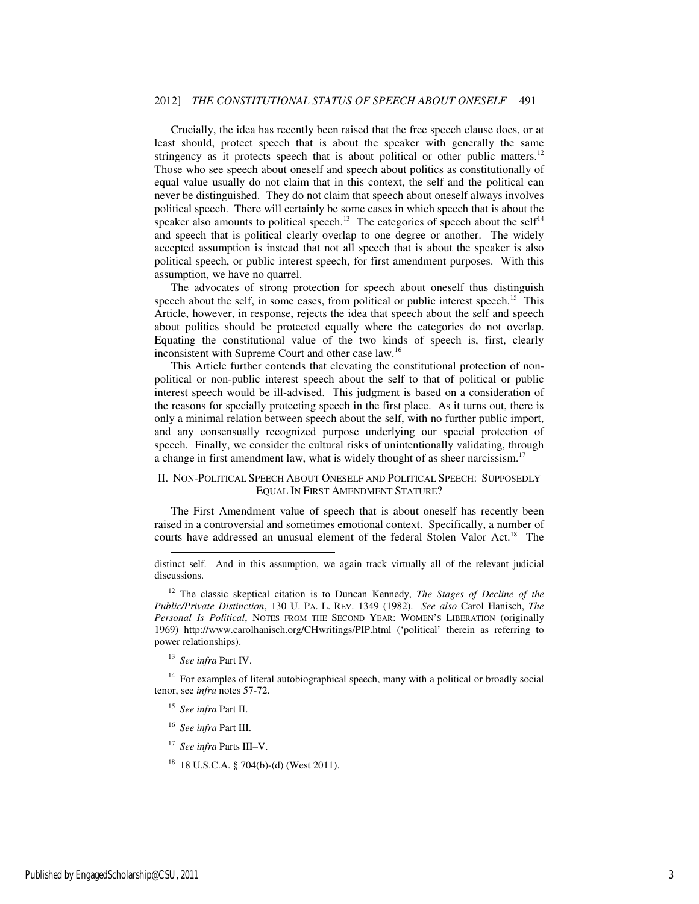Crucially, the idea has recently been raised that the free speech clause does, or at least should, protect speech that is about the speaker with generally the same stringency as it protects speech that is about political or other public matters.[12] Those who see speech about oneself and speech about politics as constitutionally of equal value usually do not claim that in this context, the self and the political can never be distinguished. They do not claim that speech about oneself always involves political speech. There will certainly be some cases in which speech that is about the speaker also amounts to political speech.[13] The categories of speech about the self[14] and speech that is political clearly overlap to one degree or another. The widely accepted assumption is instead that not all speech that is about the speaker is also political speech, or public interest speech, for first amendment purposes. With this assumption, we have no quarrel.

The advocates of strong protection for speech about oneself thus distinguish speech about the self, in some cases, from political or public interest speech.[15] This Article, however, in response, rejects the idea that speech about the self and speech about politics should be protected equally where the categories do not overlap. Equating the constitutional value of the two kinds of speech is, first, clearly inconsistent with Supreme Court and other case law.[16]

This Article further contends that elevating the constitutional protection of non-political or non-public interest speech about the self to that of political or public interest speech would be ill-advised. This judgment is based on a consideration of the reasons for specially protecting speech in the first place. As it turns out, there is only a minimal relation between speech about the self, with no further public import, and any consensually recognized purpose underlying our special protection of speech. Finally, we consider the cultural risks of unintentionally validating, through a change in first amendment law, what is widely thought of as sheer narcissism.[17]

## II. Non-Political Speech About Oneself and Political Speech: Supposedly Equal In First Amendment Stature?

The First Amendment value of speech that is about oneself has recently been raised in a controversial and sometimes emotional context. Specifically, a number of courts have addressed an unusual element of the federal Stolen Valor Act.[18] The

---

distinct self. And in this assumption, we again track virtually all of the relevant judicial discussions.

[12] The classic skeptical citation is to Duncan Kennedy, *The Stages of Decline of the Public/Private Distinction*, 130 U. PA. L. REV. 1349 (1982). *See also* Carol Hanisch, *The Personal Is Political*, NOTES FROM THE SECOND YEAR: WOMEN'S LIBERATION (originally 1969) http://www.carolhanisch.org/CHwritings/PIP.html ('political' therein as referring to power relationships).

[13] *See infra* Part IV.

[14] For examples of literal autobiographical speech, many with a political or broadly social tenor, see *infra* notes 57-72.

[15] *See infra* Part II.

[16] *See infra* Part III.

[17] *See infra* Parts III–V.

[18] 18 U.S.C.A. § 704(b)-(d) (West 2011).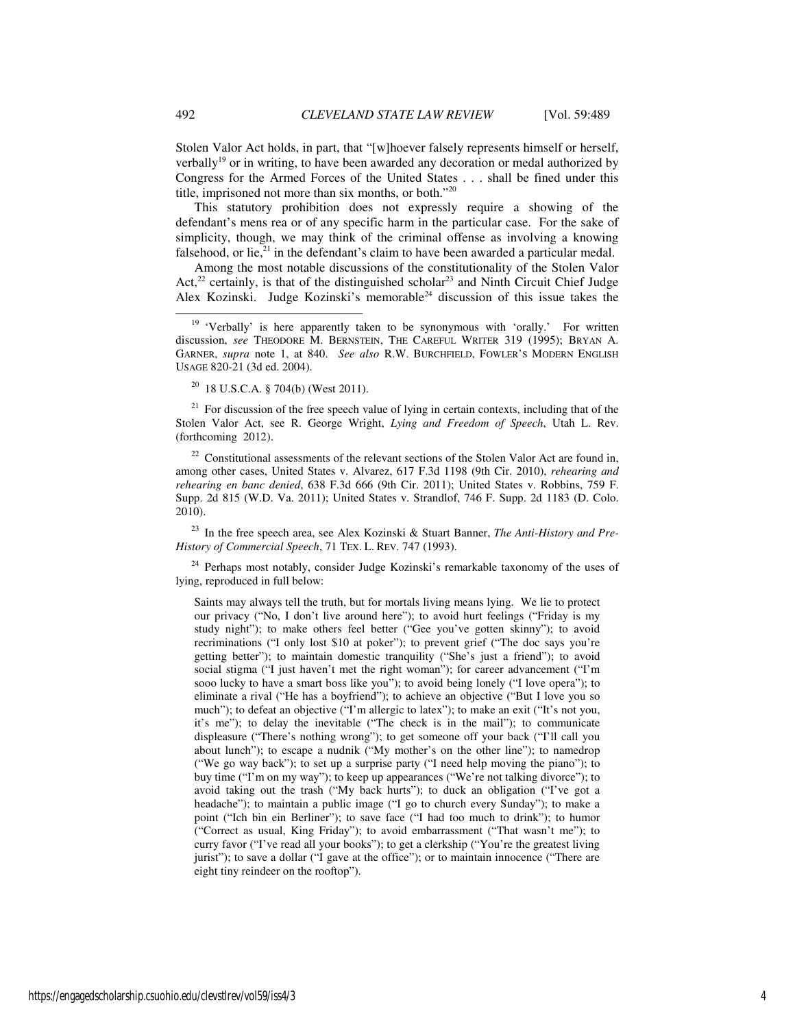Stolen Valor Act holds, in part, that "[w]hoever falsely represents himself or herself, verbally[19] or in writing, to have been awarded any decoration or medal authorized by Congress for the Armed Forces of the United States . . . shall be fined under this title, imprisoned not more than six months, or both."[20]

This statutory prohibition does not expressly require a showing of the defendant's mens rea or of any specific harm in the particular case. For the sake of simplicity, though, we may think of the criminal offense as involving a knowing falsehood, or lie,[21] in the defendant's claim to have been awarded a particular medal.

Among the most notable discussions of the constitutionality of the Stolen Valor Act,[22] certainly, is that of the distinguished scholar[23] and Ninth Circuit Chief Judge Alex Kozinski. Judge Kozinski's memorable[24] discussion of this issue takes the

---

[19] 'Verbally' is here apparently taken to be synonymous with 'orally.' For written discussion, *see* THEODORE M. BERNSTEIN, THE CAREFUL WRITER 319 (1995); BRYAN A. GARNER, *supra* note 1, at 840. *See also* R.W. BURCHFIELD, FOWLER'S MODERN ENGLISH USAGE 820-21 (3d ed. 2004).

[20] 18 U.S.C.A. § 704(b) (West 2011).

[21] For discussion of the free speech value of lying in certain contexts, including that of the Stolen Valor Act, see R. George Wright, *Lying and Freedom of Speech*, Utah L. Rev. (forthcoming 2012).

[22] Constitutional assessments of the relevant sections of the Stolen Valor Act are found in, among other cases, United States v. Alvarez, 617 F.3d 1198 (9th Cir. 2010), *rehearing and rehearing en banc denied*, 638 F.3d 666 (9th Cir. 2011); United States v. Robbins, 759 F. Supp. 2d 815 (W.D. Va. 2011); United States v. Strandlof, 746 F. Supp. 2d 1183 (D. Colo. 2010).

[23] In the free speech area, see Alex Kozinski & Stuart Banner, *The Anti-History and Pre-History of Commercial Speech*, 71 TEX. L. REV. 747 (1993).

[24] Perhaps most notably, consider Judge Kozinski's remarkable taxonomy of the uses of lying, reproduced in full below:

> Saints may always tell the truth, but for mortals living means lying. We lie to protect our privacy ("No, I don't live around here"); to avoid hurt feelings ("Friday is my study night"); to make others feel better ("Gee you've gotten skinny"); to avoid recriminations ("I only lost $10 at poker"); to prevent grief ("The doc says you're getting better"); to maintain domestic tranquility ("She's just a friend"); to avoid social stigma ("I just haven't met the right woman"); for career advancement ("I'm sooo lucky to have a smart boss like you"); to avoid being lonely ("I love opera"); to eliminate a rival ("He has a boyfriend"); to achieve an objective ("But I love you so much"); to defeat an objective ("I'm allergic to latex"); to make an exit ("It's not you, it's me"); to delay the inevitable ("The check is in the mail"); to communicate displeasure ("There's nothing wrong"); to get someone off your back ("I'll call you about lunch"); to escape a nudnik ("My mother's on the other line"); to namedrop ("We go way back"); to set up a surprise party ("I need help moving the piano"); to buy time ("I'm on my way"); to keep up appearances ("We're not talking divorce"); to avoid taking out the trash ("My back hurts"); to duck an obligation ("I've got a headache"); to maintain a public image ("I go to church every Sunday"); to make a point ("Ich bin ein Berliner"); to save face ("I had too much to drink"); to humor ("Correct as usual, King Friday"); to avoid embarrassment ("That wasn't me"); to curry favor ("I've read all your books"); to get a clerkship ("You're the greatest living jurist"); to save a dollar ("I gave at the office"); or to maintain innocence ("There are eight tiny reindeer on the rooftop").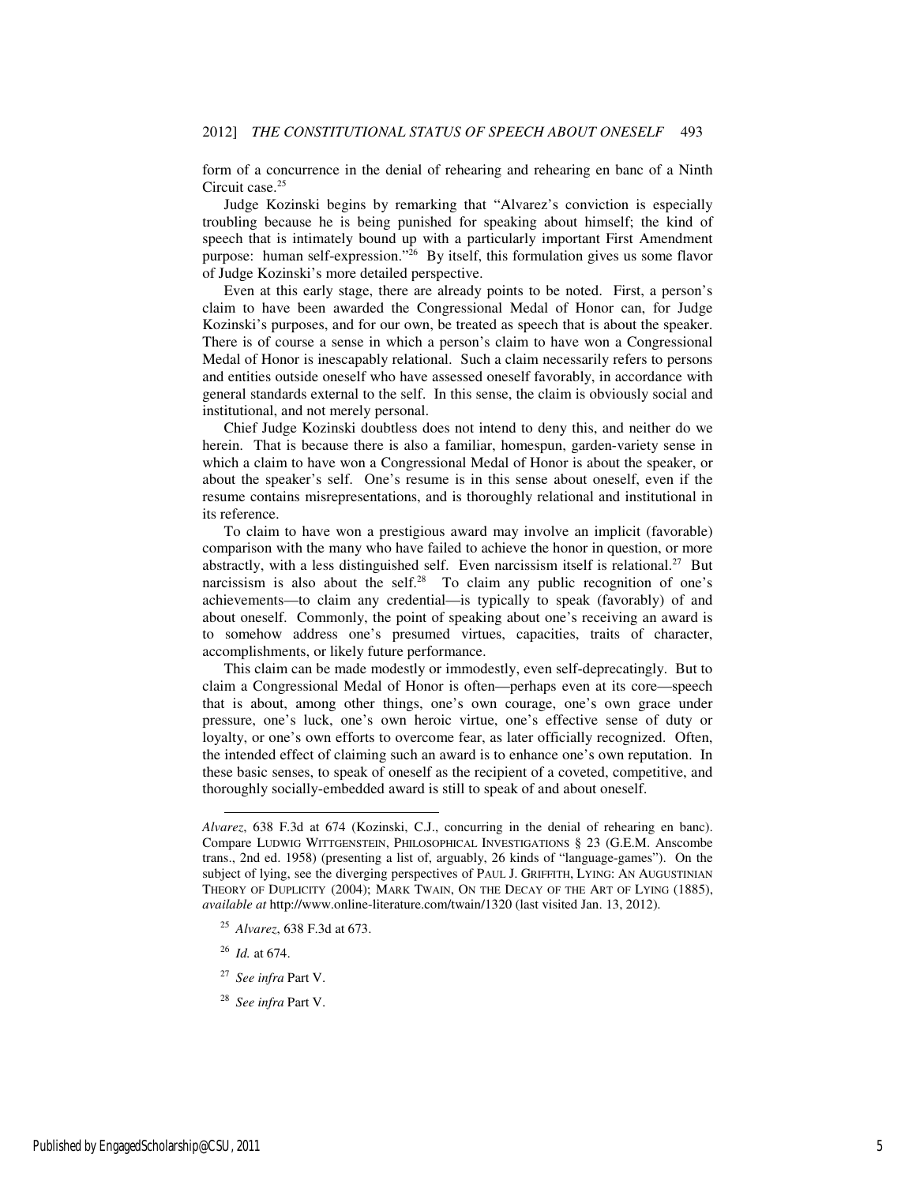form of a concurrence in the denial of rehearing and rehearing en banc of a Ninth Circuit case.[25]

Judge Kozinski begins by remarking that "Alvarez's conviction is especially troubling because he is being punished for speaking about himself; the kind of speech that is intimately bound up with a particularly important First Amendment purpose: human self-expression."[26] By itself, this formulation gives us some flavor of Judge Kozinski's more detailed perspective.

Even at this early stage, there are already points to be noted. First, a person's claim to have been awarded the Congressional Medal of Honor can, for Judge Kozinski's purposes, and for our own, be treated as speech that is about the speaker. There is of course a sense in which a person's claim to have won a Congressional Medal of Honor is inescapably relational. Such a claim necessarily refers to persons and entities outside oneself who have assessed oneself favorably, in accordance with general standards external to the self. In this sense, the claim is obviously social and institutional, and not merely personal.

Chief Judge Kozinski doubtless does not intend to deny this, and neither do we herein. That is because there is also a familiar, homespun, garden-variety sense in which a claim to have won a Congressional Medal of Honor is about the speaker, or about the speaker's self. One's resume is in this sense about oneself, even if the resume contains misrepresentations, and is thoroughly relational and institutional in its reference.

To claim to have won a prestigious award may involve an implicit (favorable) comparison with the many who have failed to achieve the honor in question, or more abstractly, with a less distinguished self. Even narcissism itself is relational.[27] But narcissism is also about the self.[28] To claim any public recognition of one's achievements—to claim any credential—is typically to speak (favorably) of and about oneself. Commonly, the point of speaking about one's receiving an award is to somehow address one's presumed virtues, capacities, traits of character, accomplishments, or likely future performance.

This claim can be made modestly or immodestly, even self-deprecatingly. But to claim a Congressional Medal of Honor is often—perhaps even at its core—speech that is about, among other things, one's own courage, one's own grace under pressure, one's luck, one's own heroic virtue, one's effective sense of duty or loyalty, or one's own efforts to overcome fear, as later officially recognized. Often, the intended effect of claiming such an award is to enhance one's own reputation. In these basic senses, to speak of oneself as the recipient of a coveted, competitive, and thoroughly socially-embedded award is still to speak of and about oneself.

---

*Alvarez*, 638 F.3d at 674 (Kozinski, C.J., concurring in the denial of rehearing en banc). Compare LUDWIG WITTGENSTEIN, PHILOSOPHICAL INVESTIGATIONS § 23 (G.E.M. Anscombe trans., 2nd ed. 1958) (presenting a list of, arguably, 26 kinds of "language-games"). On the subject of lying, see the diverging perspectives of PAUL J. GRIFFITH, LYING: AN AUGUSTINIAN THEORY OF DUPLICITY (2004); MARK TWAIN, ON THE DECAY OF THE ART OF LYING (1885), *available at* http://www.online-literature.com/twain/1320 (last visited Jan. 13, 2012).

[25] *Alvarez*, 638 F.3d at 673.

[26] *Id.* at 674.

[27] *See infra* Part V.

[28] *See infra* Part V.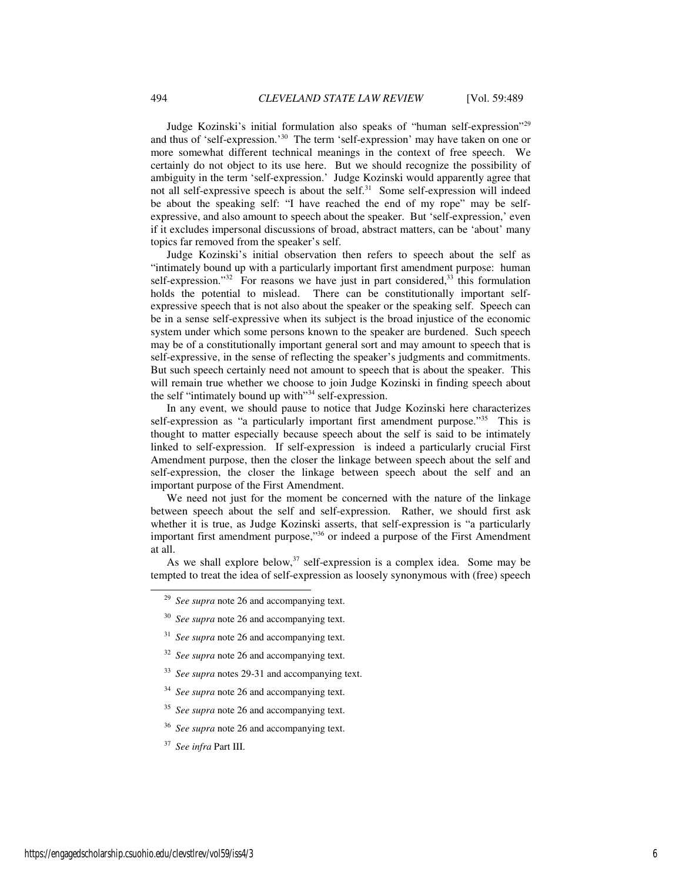Judge Kozinski's initial formulation also speaks of "human self-expression"[29] and thus of 'self-expression.'[30] The term 'self-expression' may have taken on one or more somewhat different technical meanings in the context of free speech. We certainly do not object to its use here. But we should recognize the possibility of ambiguity in the term 'self-expression.' Judge Kozinski would apparently agree that not all self-expressive speech is about the self.[31] Some self-expression will indeed be about the speaking self: "I have reached the end of my rope" may be self-expressive, and also amount to speech about the speaker. But 'self-expression,' even if it excludes impersonal discussions of broad, abstract matters, can be 'about' many topics far removed from the speaker's self.

Judge Kozinski's initial observation then refers to speech about the self as "intimately bound up with a particularly important first amendment purpose: human self-expression."[32] For reasons we have just in part considered,[33] this formulation holds the potential to mislead. There can be constitutionally important self-expressive speech that is not also about the speaker or the speaking self. Speech can be in a sense self-expressive when its subject is the broad injustice of the economic system under which some persons known to the speaker are burdened. Such speech may be of a constitutionally important general sort and may amount to speech that is self-expressive, in the sense of reflecting the speaker's judgments and commitments. But such speech certainly need not amount to speech that is about the speaker. This will remain true whether we choose to join Judge Kozinski in finding speech about the self "intimately bound up with"[34] self-expression.

In any event, we should pause to notice that Judge Kozinski here characterizes self-expression as "a particularly important first amendment purpose."[35] This is thought to matter especially because speech about the self is said to be intimately linked to self-expression. If self-expression is indeed a particularly crucial First Amendment purpose, then the closer the linkage between speech about the self and self-expression, the closer the linkage between speech about the self and an important purpose of the First Amendment.

We need not just for the moment be concerned with the nature of the linkage between speech about the self and self-expression. Rather, we should first ask whether it is true, as Judge Kozinski asserts, that self-expression is "a particularly important first amendment purpose,"[36] or indeed a purpose of the First Amendment at all.

As we shall explore below,[37] self-expression is a complex idea. Some may be tempted to treat the idea of self-expression as loosely synonymous with (free) speech

[29] *See supra* note 26 and accompanying text.

[30] *See supra* note 26 and accompanying text.

[31] *See supra* note 26 and accompanying text.

[32] *See supra* note 26 and accompanying text.

[33] *See supra* notes 29-31 and accompanying text.

[34] *See supra* note 26 and accompanying text.

[35] *See supra* note 26 and accompanying text.

[36] *See supra* note 26 and accompanying text.

[37] *See infra* Part III.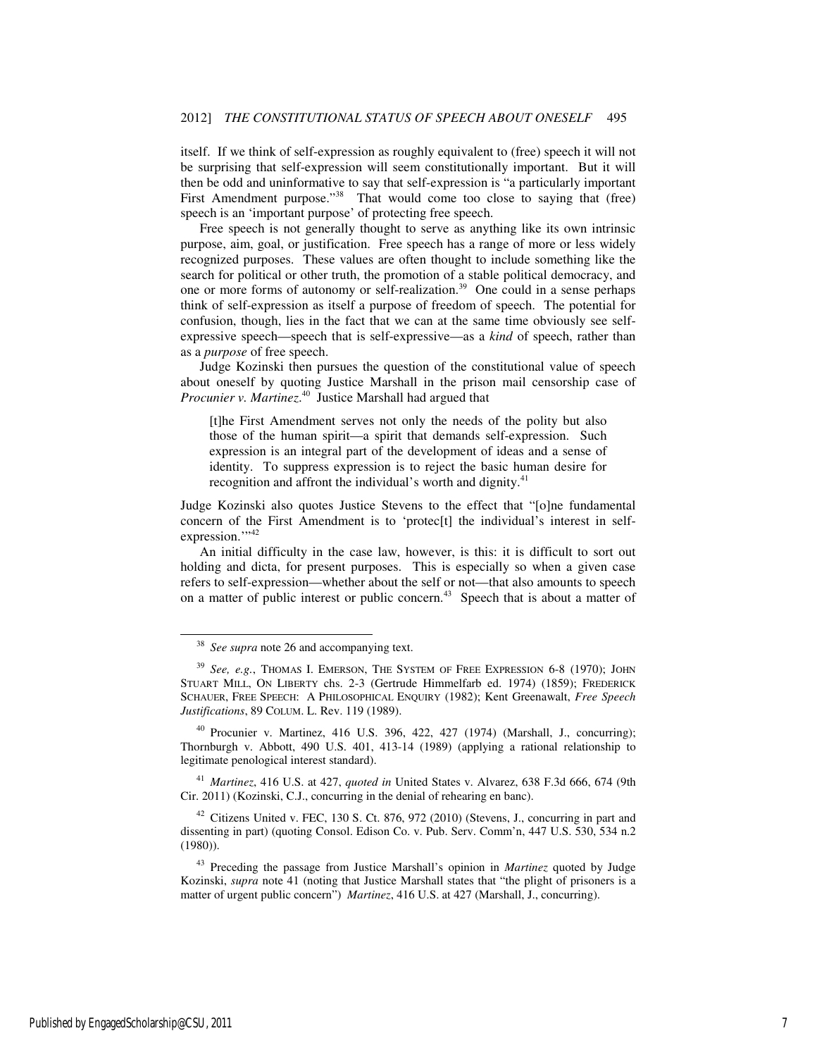itself. If we think of self-expression as roughly equivalent to (free) speech it will not be surprising that self-expression will seem constitutionally important. But it will then be odd and uninformative to say that self-expression is "a particularly important First Amendment purpose."[38] That would come too close to saying that (free) speech is an 'important purpose' of protecting free speech.

Free speech is not generally thought to serve as anything like its own intrinsic purpose, aim, goal, or justification. Free speech has a range of more or less widely recognized purposes. These values are often thought to include something like the search for political or other truth, the promotion of a stable political democracy, and one or more forms of autonomy or self-realization.[39] One could in a sense perhaps think of self-expression as itself a purpose of freedom of speech. The potential for confusion, though, lies in the fact that we can at the same time obviously see self-expressive speech—speech that is self-expressive—as a *kind* of speech, rather than as a *purpose* of free speech.

Judge Kozinski then pursues the question of the constitutional value of speech about oneself by quoting Justice Marshall in the prison mail censorship case of *Procunier v. Martinez*.[40] Justice Marshall had argued that

> [t]he First Amendment serves not only the needs of the polity but also those of the human spirit—a spirit that demands self-expression. Such expression is an integral part of the development of ideas and a sense of identity. To suppress expression is to reject the basic human desire for recognition and affront the individual's worth and dignity.[41]

Judge Kozinski also quotes Justice Stevens to the effect that "[o]ne fundamental concern of the First Amendment is to 'protec[t] the individual's interest in self-expression.'"[42]

An initial difficulty in the case law, however, is this: it is difficult to sort out holding and dicta, for present purposes. This is especially so when a given case refers to self-expression—whether about the self or not—that also amounts to speech on a matter of public interest or public concern.[43] Speech that is about a matter of

---

[38] *See supra* note 26 and accompanying text.

[39] *See, e.g.*, THOMAS I. EMERSON, THE SYSTEM OF FREE EXPRESSION 6-8 (1970); JOHN STUART MILL, ON LIBERTY chs. 2-3 (Gertrude Himmelfarb ed. 1974) (1859); FREDERICK SCHAUER, FREE SPEECH: A PHILOSOPHICAL ENQUIRY (1982); Kent Greenawalt, *Free Speech Justifications*, 89 COLUM. L. REV. 119 (1989).

[40] Procunier v. Martinez, 416 U.S. 396, 422, 427 (1974) (Marshall, J., concurring); Thornburgh v. Abbott, 490 U.S. 401, 413-14 (1989) (applying a rational relationship to legitimate penological interest standard).

[41] *Martinez*, 416 U.S. at 427, *quoted in* United States v. Alvarez, 638 F.3d 666, 674 (9th Cir. 2011) (Kozinski, C.J., concurring in the denial of rehearing en banc).

[42] Citizens United v. FEC, 130 S. Ct. 876, 972 (2010) (Stevens, J., concurring in part and dissenting in part) (quoting Consol. Edison Co. v. Pub. Serv. Comm'n, 447 U.S. 530, 534 n.2 (1980)).

[43] Preceding the passage from Justice Marshall's opinion in *Martinez* quoted by Judge Kozinski, *supra* note 41 (noting that Justice Marshall states that "the plight of prisoners is a matter of urgent public concern") *Martinez*, 416 U.S. at 427 (Marshall, J., concurring).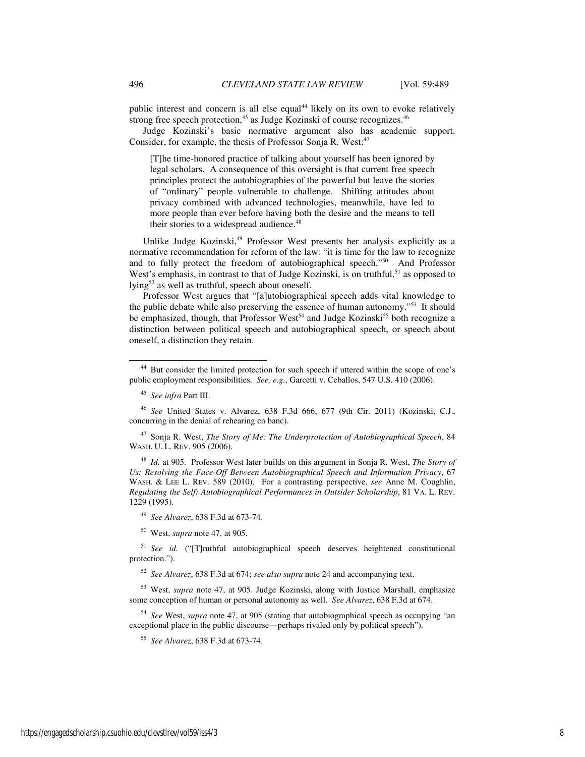public interest and concern is all else equal[44] likely on its own to evoke relatively strong free speech protection,[45] as Judge Kozinski of course recognizes.[46]

Judge Kozinski's basic normative argument also has academic support. Consider, for example, the thesis of Professor Sonja R. West:[47]

> [T]he time-honored practice of talking about yourself has been ignored by legal scholars. A consequence of this oversight is that current free speech principles protect the autobiographies of the powerful but leave the stories of "ordinary" people vulnerable to challenge. Shifting attitudes about privacy combined with advanced technologies, meanwhile, have led to more people than ever before having both the desire and the means to tell their stories to a widespread audience.[48]

Unlike Judge Kozinski,[49] Professor West presents her analysis explicitly as a normative recommendation for reform of the law: "it is time for the law to recognize and to fully protect the freedom of autobiographical speech."[50] And Professor West's emphasis, in contrast to that of Judge Kozinski, is on truthful,[51] as opposed to lying[52] as well as truthful, speech about oneself.

Professor West argues that "[a]utobiographical speech adds vital knowledge to the public debate while also preserving the essence of human autonomy."[53] It should be emphasized, though, that Professor West[54] and Judge Kozinski[55] both recognize a distinction between political speech and autobiographical speech, or speech about oneself, a distinction they retain.

---

[44] But consider the limited protection for such speech if uttered within the scope of one's public employment responsibilities. *See, e.g.*, Garcetti v. Ceballos, 547 U.S. 410 (2006).

[45] *See infra* Part III.

[46] *See* United States v. Alvarez, 638 F.3d 666, 677 (9th Cir. 2011) (Kozinski, C.J., concurring in the denial of rehearing en banc).

[47] Sonja R. West, *The Story of Me: The Underprotection of Autobiographical Speech*, 84 WASH. U. L. REV. 905 (2006).

[48] *Id.* at 905. Professor West later builds on this argument in Sonja R. West, *The Story of Us: Resolving the Face-Off Between Autobiographical Speech and Information Privacy*, 67 WASH. & LEE L. REV. 589 (2010). For a contrasting perspective, *see* Anne M. Coughlin, *Regulating the Self: Autobiographical Performances in Outsider Scholarship*, 81 VA. L. REV. 1229 (1995).

[49] *See Alvarez*, 638 F.3d at 673-74.

[50] West, *supra* note 47, at 905.

[51] *See id.* ("[T]ruthful autobiographical speech deserves heightened constitutional protection.").

[52] *See Alvarez*, 638 F.3d at 674; *see also supra* note 24 and accompanying text.

[53] West, *supra* note 47, at 905. Judge Kozinski, along with Justice Marshall, emphasize some conception of human or personal autonomy as well. *See Alvarez*, 638 F.3d at 674.

[54] *See* West, *supra* note 47, at 905 (stating that autobiographical speech as occupying "an exceptional place in the public discourse—perhaps rivaled only by political speech").

[55] *See Alvarez*, 638 F.3d at 673-74.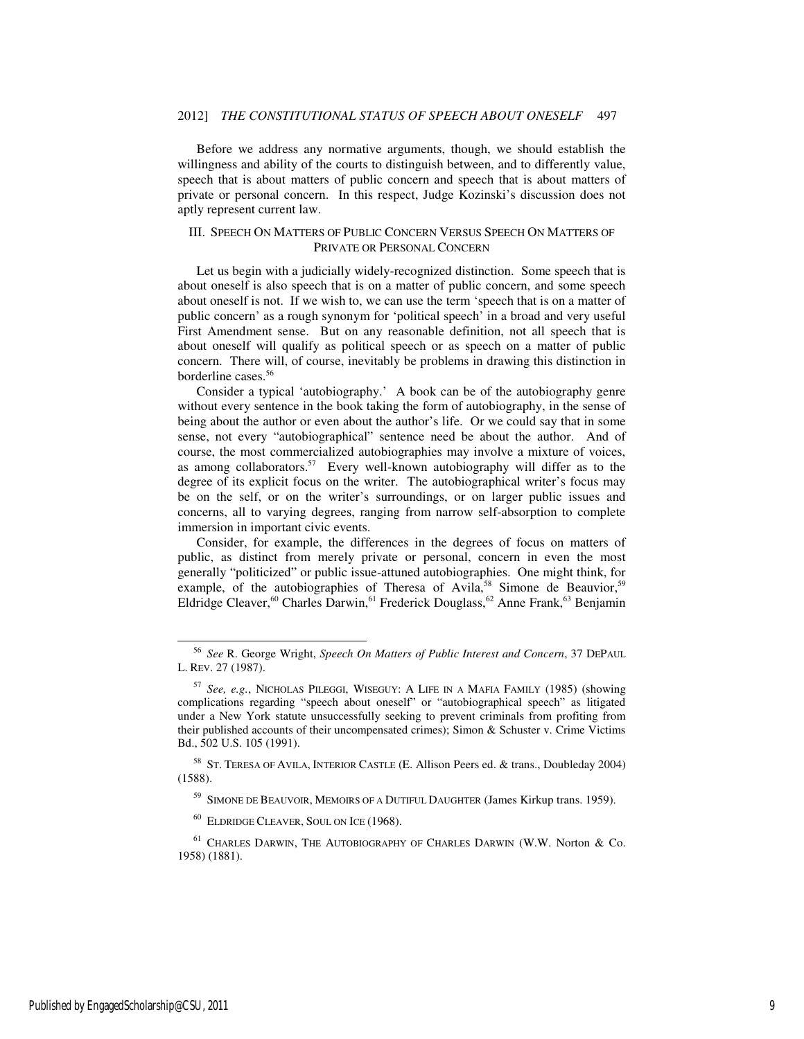Before we address any normative arguments, though, we should establish the willingness and ability of the courts to distinguish between, and to differently value, speech that is about matters of public concern and speech that is about matters of private or personal concern. In this respect, Judge Kozinski's discussion does not aptly represent current law.

## III. Speech On Matters of Public Concern Versus Speech On Matters of Private or Personal Concern

Let us begin with a judicially widely-recognized distinction. Some speech that is about oneself is also speech that is on a matter of public concern, and some speech about oneself is not. If we wish to, we can use the term 'speech that is on a matter of public concern' as a rough synonym for 'political speech' in a broad and very useful First Amendment sense. But on any reasonable definition, not all speech that is about oneself will qualify as political speech or as speech on a matter of public concern. There will, of course, inevitably be problems in drawing this distinction in borderline cases.[56]

Consider a typical 'autobiography.' A book can be of the autobiography genre without every sentence in the book taking the form of autobiography, in the sense of being about the author or even about the author's life. Or we could say that in some sense, not every "autobiographical" sentence need be about the author. And of course, the most commercialized autobiographies may involve a mixture of voices, as among collaborators.[57] Every well-known autobiography will differ as to the degree of its explicit focus on the writer. The autobiographical writer's focus may be on the self, or on the writer's surroundings, or on larger public issues and concerns, all to varying degrees, ranging from narrow self-absorption to complete immersion in important civic events.

Consider, for example, the differences in the degrees of focus on matters of public, as distinct from merely private or personal, concern in even the most generally "politicized" or public issue-attuned autobiographies. One might think, for example, of the autobiographies of Theresa of Avila,[58] Simone de Beauvior,[59] Eldridge Cleaver,[60] Charles Darwin,[61] Frederick Douglass,[62] Anne Frank,[63] Benjamin

---

[56] *See* R. George Wright, *Speech On Matters of Public Interest and Concern*, 37 DePaul L. Rev. 27 (1987).

[57] *See, e.g.*, Nicholas Pileggi, Wiseguy: A Life in a Mafia Family (1985) (showing complications regarding "speech about oneself" or "autobiographical speech" as litigated under a New York statute unsuccessfully seeking to prevent criminals from profiting from their published accounts of their uncompensated crimes); Simon & Schuster v. Crime Victims Bd., 502 U.S. 105 (1991).

[58] St. Teresa of Avila, Interior Castle (E. Allison Peers ed. & trans., Doubleday 2004) (1588).

[59] Simone de Beauvoir, Memoirs of a Dutiful Daughter (James Kirkup trans. 1959).

[60] Eldridge Cleaver, Soul on Ice (1968).

[61] Charles Darwin, The Autobiography of Charles Darwin (W.W. Norton & Co. 1958) (1881).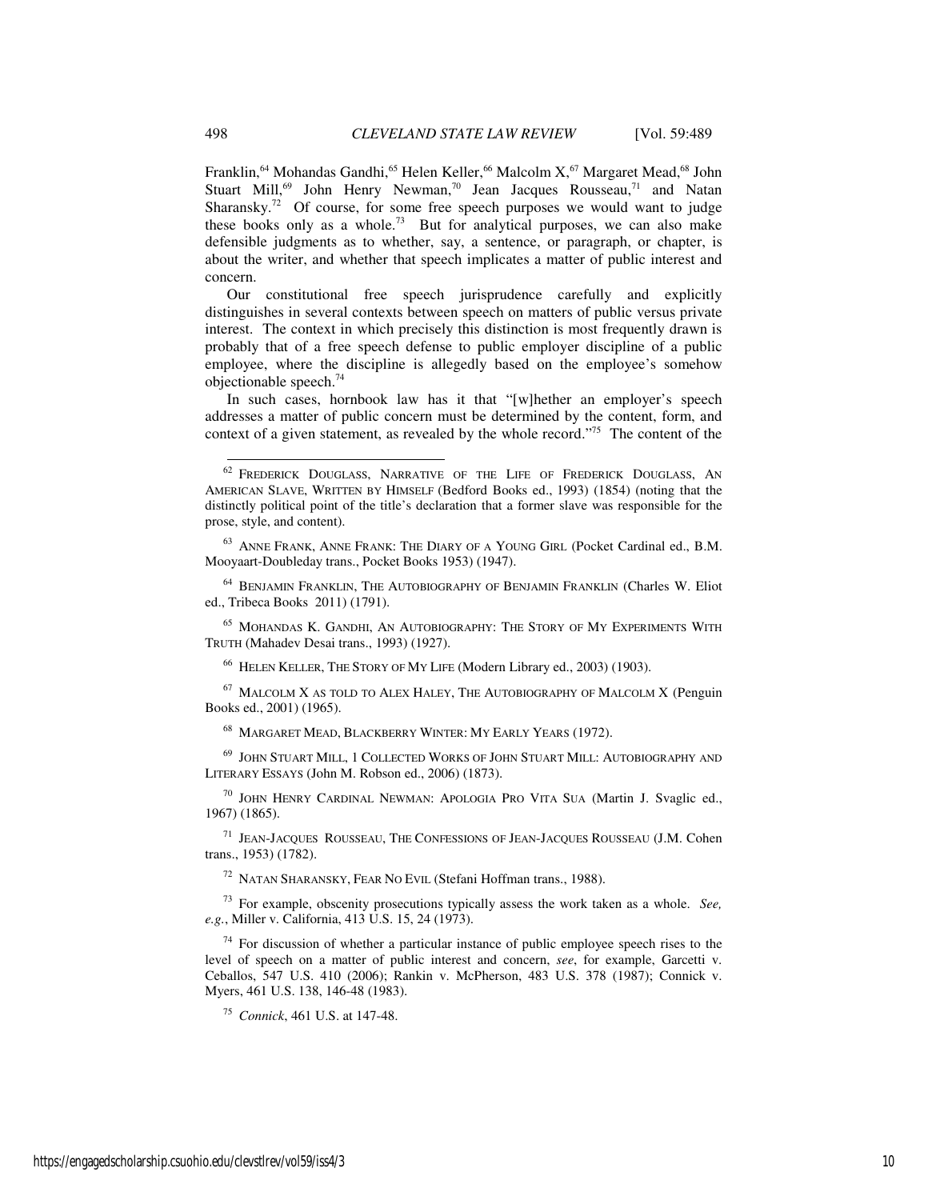Franklin,[64] Mohandas Gandhi,[65] Helen Keller,[66] Malcolm X,[67] Margaret Mead,[68] John Stuart Mill,[69] John Henry Newman,[70] Jean Jacques Rousseau,[71] and Natan Sharansky.[72] Of course, for some free speech purposes we would want to judge these books only as a whole.[73] But for analytical purposes, we can also make defensible judgments as to whether, say, a sentence, or paragraph, or chapter, is about the writer, and whether that speech implicates a matter of public interest and concern.

Our constitutional free speech jurisprudence carefully and explicitly distinguishes in several contexts between speech on matters of public versus private interest. The context in which precisely this distinction is most frequently drawn is probably that of a free speech defense to public employer discipline of a public employee, where the discipline is allegedly based on the employee's somehow objectionable speech.[74]

In such cases, hornbook law has it that "[w]hether an employer's speech addresses a matter of public concern must be determined by the content, form, and context of a given statement, as revealed by the whole record."[75] The content of the

---

[62] FREDERICK DOUGLASS, NARRATIVE OF THE LIFE OF FREDERICK DOUGLASS, AN AMERICAN SLAVE, WRITTEN BY HIMSELF (Bedford Books ed., 1993) (1854) (noting that the distinctly political point of the title's declaration that a former slave was responsible for the prose, style, and content).

[63] ANNE FRANK, ANNE FRANK: THE DIARY OF A YOUNG GIRL (Pocket Cardinal ed., B.M. Mooyaart-Doubleday trans., Pocket Books 1953) (1947).

[64] BENJAMIN FRANKLIN, THE AUTOBIOGRAPHY OF BENJAMIN FRANKLIN (Charles W. Eliot ed., Tribeca Books 2011) (1791).

[65] MOHANDAS K. GANDHI, AN AUTOBIOGRAPHY: THE STORY OF MY EXPERIMENTS WITH TRUTH (Mahadev Desai trans., 1993) (1927).

[66] HELEN KELLER, THE STORY OF MY LIFE (Modern Library ed., 2003) (1903).

[67] MALCOLM X AS TOLD TO ALEX HALEY, THE AUTOBIOGRAPHY OF MALCOLM X (Penguin Books ed., 2001) (1965).

[68] MARGARET MEAD, BLACKBERRY WINTER: MY EARLY YEARS (1972).

[69] JOHN STUART MILL, 1 COLLECTED WORKS OF JOHN STUART MILL: AUTOBIOGRAPHY AND LITERARY ESSAYS (John M. Robson ed., 2006) (1873).

[70] JOHN HENRY CARDINAL NEWMAN: APOLOGIA PRO VITA SUA (Martin J. Svaglic ed., 1967) (1865).

[71] JEAN-JACQUES ROUSSEAU, THE CONFESSIONS OF JEAN-JACQUES ROUSSEAU (J.M. Cohen trans., 1953) (1782).

[72] NATAN SHARANSKY, FEAR NO EVIL (Stefani Hoffman trans., 1988).

[73] For example, obscenity prosecutions typically assess the work taken as a whole. *See, e.g.*, Miller v. California, 413 U.S. 15, 24 (1973).

[74] For discussion of whether a particular instance of public employee speech rises to the level of speech on a matter of public interest and concern, *see*, for example, Garcetti v. Ceballos, 547 U.S. 410 (2006); Rankin v. McPherson, 483 U.S. 378 (1987); Connick v. Myers, 461 U.S. 138, 146-48 (1983).

[75] *Connick*, 461 U.S. at 147-48.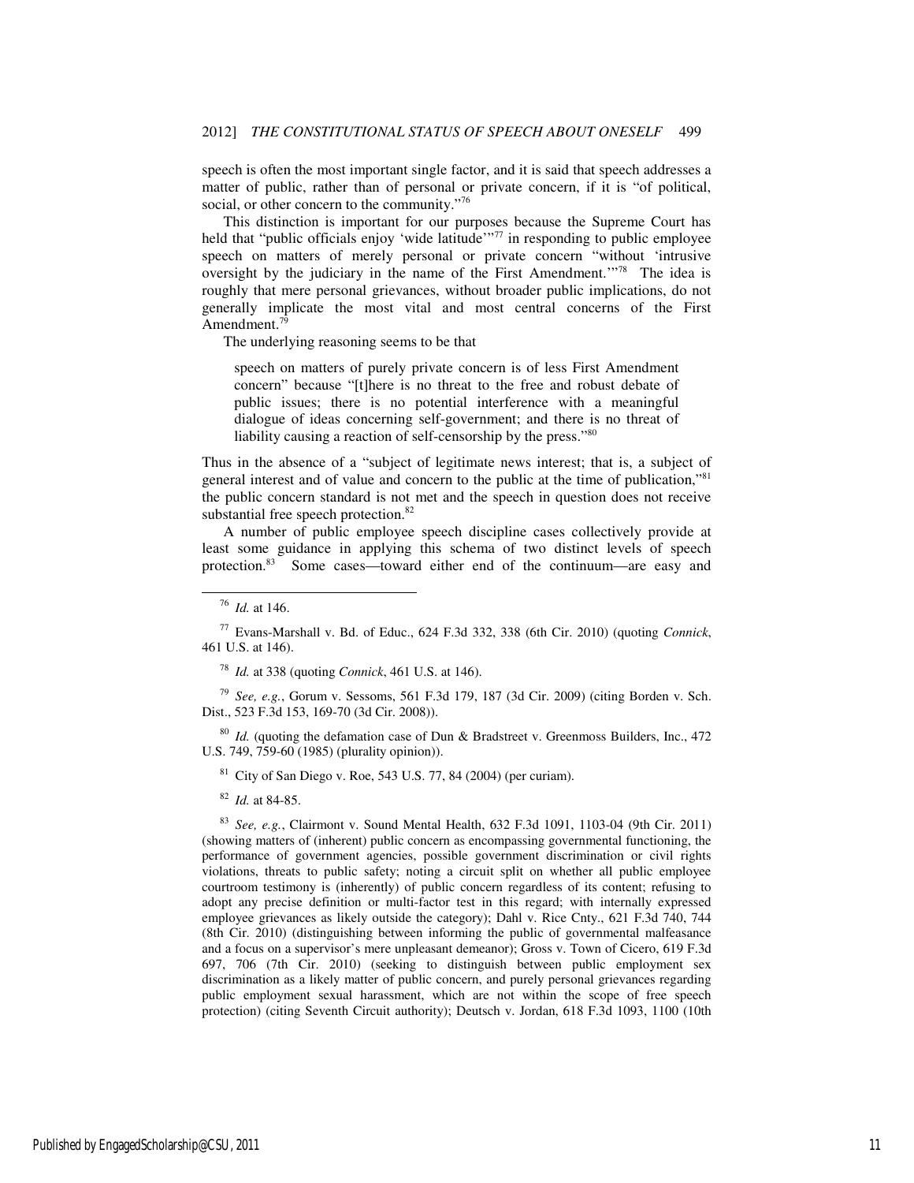speech is often the most important single factor, and it is said that speech addresses a matter of public, rather than of personal or private concern, if it is "of political, social, or other concern to the community."[76]

This distinction is important for our purposes because the Supreme Court has held that "public officials enjoy 'wide latitude'"[77] in responding to public employee speech on matters of merely personal or private concern "without 'intrusive oversight by the judiciary in the name of the First Amendment.'"[78] The idea is roughly that mere personal grievances, without broader public implications, do not generally implicate the most vital and most central concerns of the First Amendment.[79]

The underlying reasoning seems to be that

> speech on matters of purely private concern is of less First Amendment concern" because "[t]here is no threat to the free and robust debate of public issues; there is no potential interference with a meaningful dialogue of ideas concerning self-government; and there is no threat of liability causing a reaction of self-censorship by the press."[80]

Thus in the absence of a "subject of legitimate news interest; that is, a subject of general interest and of value and concern to the public at the time of publication,"[81] the public concern standard is not met and the speech in question does not receive substantial free speech protection.[82]

A number of public employee speech discipline cases collectively provide at least some guidance in applying this schema of two distinct levels of speech protection.[83] Some cases—toward either end of the continuum—are easy and

---

[76] *Id.* at 146.

[77] Evans-Marshall v. Bd. of Educ., 624 F.3d 332, 338 (6th Cir. 2010) (quoting *Connick*, 461 U.S. at 146).

[78] *Id.* at 338 (quoting *Connick*, 461 U.S. at 146).

[79] *See, e.g.*, Gorum v. Sessoms, 561 F.3d 179, 187 (3d Cir. 2009) (citing Borden v. Sch. Dist., 523 F.3d 153, 169-70 (3d Cir. 2008)).

[80] *Id.* (quoting the defamation case of Dun & Bradstreet v. Greenmoss Builders, Inc., 472 U.S. 749, 759-60 (1985) (plurality opinion)).

[81] City of San Diego v. Roe, 543 U.S. 77, 84 (2004) (per curiam).

[82] *Id.* at 84-85.

[83] *See, e.g.*, Clairmont v. Sound Mental Health, 632 F.3d 1091, 1103-04 (9th Cir. 2011) (showing matters of (inherent) public concern as encompassing governmental functioning, the performance of government agencies, possible government discrimination or civil rights violations, threats to public safety; noting a circuit split on whether all public employee courtroom testimony is (inherently) of public concern regardless of its content; refusing to adopt any precise definition or multi-factor test in this regard; with internally expressed employee grievances as likely outside the category); Dahl v. Rice Cnty., 621 F.3d 740, 744 (8th Cir. 2010) (distinguishing between informing the public of governmental malfeasance and a focus on a supervisor's mere unpleasant demeanor); Gross v. Town of Cicero, 619 F.3d 697, 706 (7th Cir. 2010) (seeking to distinguish between public employment sex discrimination as a likely matter of public concern, and purely personal grievances regarding public employment sexual harassment, which are not within the scope of free speech protection) (citing Seventh Circuit authority); Deutsch v. Jordan, 618 F.3d 1093, 1100 (10th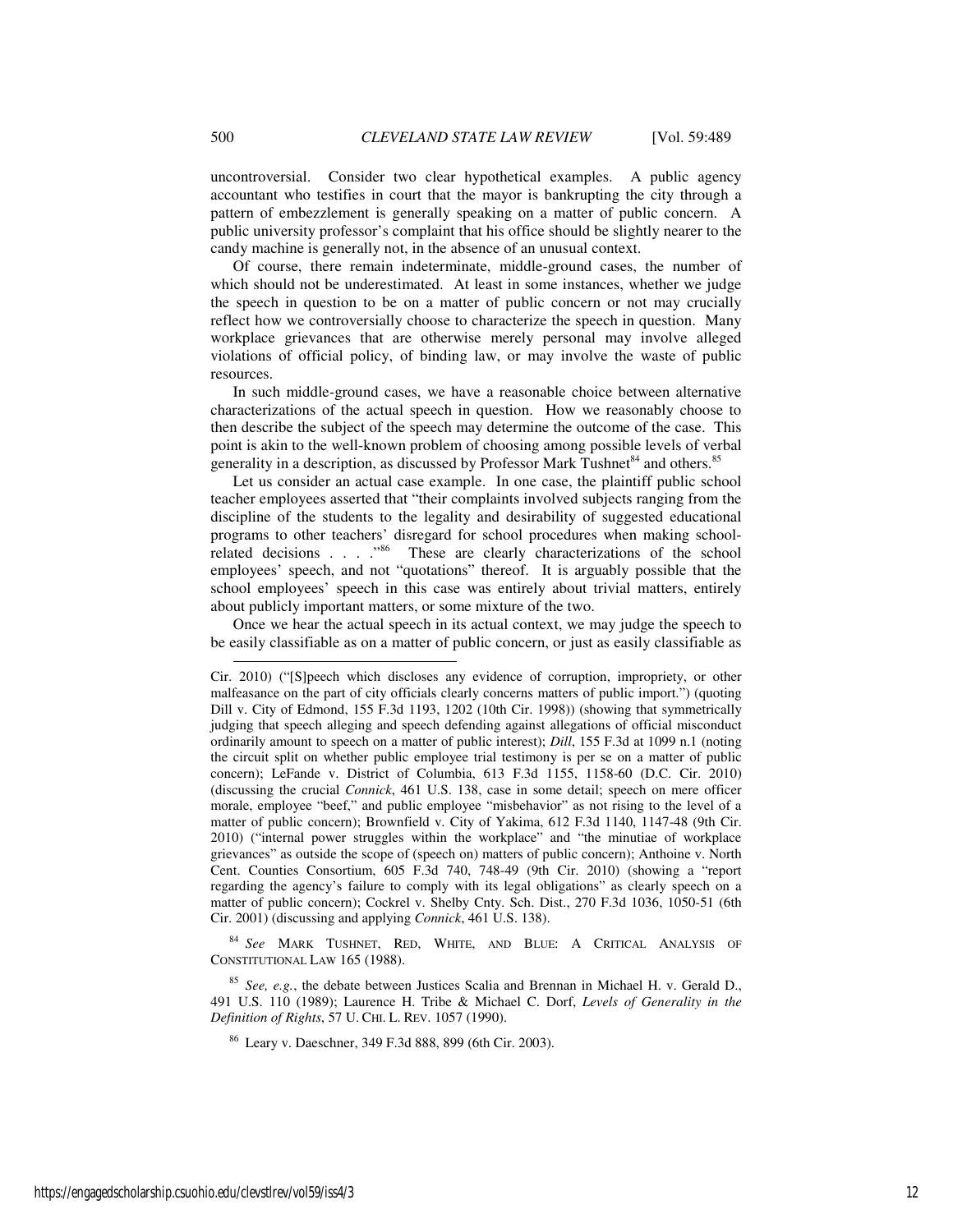uncontroversial. Consider two clear hypothetical examples. A public agency accountant who testifies in court that the mayor is bankrupting the city through a pattern of embezzlement is generally speaking on a matter of public concern. A public university professor's complaint that his office should be slightly nearer to the candy machine is generally not, in the absence of an unusual context.

Of course, there remain indeterminate, middle-ground cases, the number of which should not be underestimated. At least in some instances, whether we judge the speech in question to be on a matter of public concern or not may crucially reflect how we controversially choose to characterize the speech in question. Many workplace grievances that are otherwise merely personal may involve alleged violations of official policy, of binding law, or may involve the waste of public resources.

In such middle-ground cases, we have a reasonable choice between alternative characterizations of the actual speech in question. How we reasonably choose to then describe the subject of the speech may determine the outcome of the case. This point is akin to the well-known problem of choosing among possible levels of verbal generality in a description, as discussed by Professor Mark Tushnet[84] and others.[85]

Let us consider an actual case example. In one case, the plaintiff public school teacher employees asserted that "their complaints involved subjects ranging from the discipline of the students to the legality and desirability of suggested educational programs to other teachers' disregard for school procedures when making school-related decisions . . . ."[86] These are clearly characterizations of the school employees' speech, and not "quotations" thereof. It is arguably possible that the school employees' speech in this case was entirely about trivial matters, entirely about publicly important matters, or some mixture of the two.

Once we hear the actual speech in its actual context, we may judge the speech to be easily classifiable as on a matter of public concern, or just as easily classifiable as

---

Cir. 2010) ("[S]peech which discloses any evidence of corruption, impropriety, or other malfeasance on the part of city officials clearly concerns matters of public import.") (quoting Dill v. City of Edmond, 155 F.3d 1193, 1202 (10th Cir. 1998)) (showing that symmetrically judging that speech alleging and speech defending against allegations of official misconduct ordinarily amount to speech on a matter of public interest); *Dill*, 155 F.3d at 1099 n.1 (noting the circuit split on whether public employee trial testimony is per se on a matter of public concern); LeFande v. District of Columbia, 613 F.3d 1155, 1158-60 (D.C. Cir. 2010) (discussing the crucial *Connick*, 461 U.S. 138, case in some detail; speech on mere officer morale, employee "beef," and public employee "misbehavior" as not rising to the level of a matter of public concern); Brownfield v. City of Yakima, 612 F.3d 1140, 1147-48 (9th Cir. 2010) ("internal power struggles within the workplace" and "the minutiae of workplace grievances" as outside the scope of (speech on) matters of public concern); Anthoine v. North Cent. Counties Consortium, 605 F.3d 740, 748-49 (9th Cir. 2010) (showing a "report regarding the agency's failure to comply with its legal obligations" as clearly speech on a matter of public concern); Cockrel v. Shelby Cnty. Sch. Dist., 270 F.3d 1036, 1050-51 (6th Cir. 2001) (discussing and applying *Connick*, 461 U.S. 138).

[84] *See* MARK TUSHNET, RED, WHITE, AND BLUE: A CRITICAL ANALYSIS OF CONSTITUTIONAL LAW 165 (1988).

[85] *See, e.g.*, the debate between Justices Scalia and Brennan in Michael H. v. Gerald D., 491 U.S. 110 (1989); Laurence H. Tribe & Michael C. Dorf, *Levels of Generality in the Definition of Rights*, 57 U. CHI. L. REV. 1057 (1990).

[86] Leary v. Daeschner, 349 F.3d 888, 899 (6th Cir. 2003).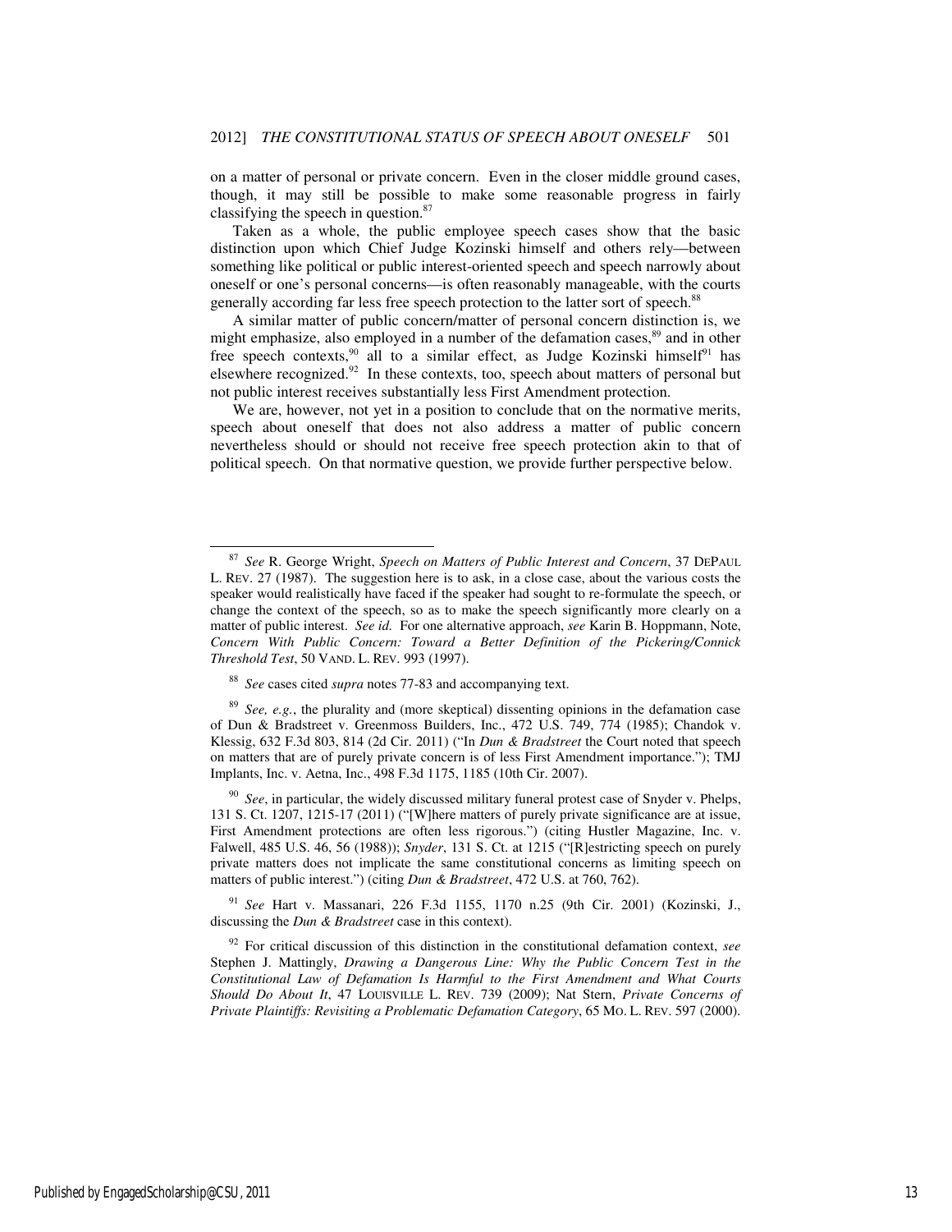on a matter of personal or private concern. Even in the closer middle ground cases, though, it may still be possible to make some reasonable progress in fairly classifying the speech in question.[87]

Taken as a whole, the public employee speech cases show that the basic distinction upon which Chief Judge Kozinski himself and others rely—between something like political or public interest-oriented speech and speech narrowly about oneself or one's personal concerns—is often reasonably manageable, with the courts generally according far less free speech protection to the latter sort of speech.[88]

A similar matter of public concern/matter of personal concern distinction is, we might emphasize, also employed in a number of the defamation cases,[89] and in other free speech contexts,[90] all to a similar effect, as Judge Kozinski himself[91] has elsewhere recognized.[92] In these contexts, too, speech about matters of personal but not public interest receives substantially less First Amendment protection.

We are, however, not yet in a position to conclude that on the normative merits, speech about oneself that does not also address a matter of public concern nevertheless should or should not receive free speech protection akin to that of political speech. On that normative question, we provide further perspective below.

---

[87] *See* R. George Wright, *Speech on Matters of Public Interest and Concern*, 37 DEPAUL L. REV. 27 (1987). The suggestion here is to ask, in a close case, about the various costs the speaker would realistically have faced if the speaker had sought to re-formulate the speech, or change the context of the speech, so as to make the speech significantly more clearly on a matter of public interest. *See id.* For one alternative approach, *see* Karin B. Hoppmann, Note, *Concern With Public Concern: Toward a Better Definition of the Pickering/Connick Threshold Test*, 50 VAND. L. REV. 993 (1997).

[88] *See* cases cited *supra* notes 77-83 and accompanying text.

[89] *See, e.g.*, the plurality and (more skeptical) dissenting opinions in the defamation case of Dun & Bradstreet v. Greenmoss Builders, Inc., 472 U.S. 749, 774 (1985); Chandok v. Klessig, 632 F.3d 803, 814 (2d Cir. 2011) ("In *Dun & Bradstreet* the Court noted that speech on matters that are of purely private concern is of less First Amendment importance."); TMJ Implants, Inc. v. Aetna, Inc., 498 F.3d 1175, 1185 (10th Cir. 2007).

[90] *See*, in particular, the widely discussed military funeral protest case of Snyder v. Phelps, 131 S. Ct. 1207, 1215-17 (2011) ("[W]here matters of purely private significance are at issue, First Amendment protections are often less rigorous.") (citing Hustler Magazine, Inc. v. Falwell, 485 U.S. 46, 56 (1988)); *Snyder*, 131 S. Ct. at 1215 ("[R]estricting speech on purely private matters does not implicate the same constitutional concerns as limiting speech on matters of public interest.") (citing *Dun & Bradstreet*, 472 U.S. at 760, 762).

[91] *See* Hart v. Massanari, 226 F.3d 1155, 1170 n.25 (9th Cir. 2001) (Kozinski, J., discussing the *Dun & Bradstreet* case in this context).

[92] For critical discussion of this distinction in the constitutional defamation context, *see* Stephen J. Mattingly, *Drawing a Dangerous Line: Why the Public Concern Test in the Constitutional Law of Defamation Is Harmful to the First Amendment and What Courts Should Do About It*, 47 LOUISVILLE L. REV. 739 (2009); Nat Stern, *Private Concerns of Private Plaintiffs: Revisiting a Problematic Defamation Category*, 65 MO. L. REV. 597 (2000).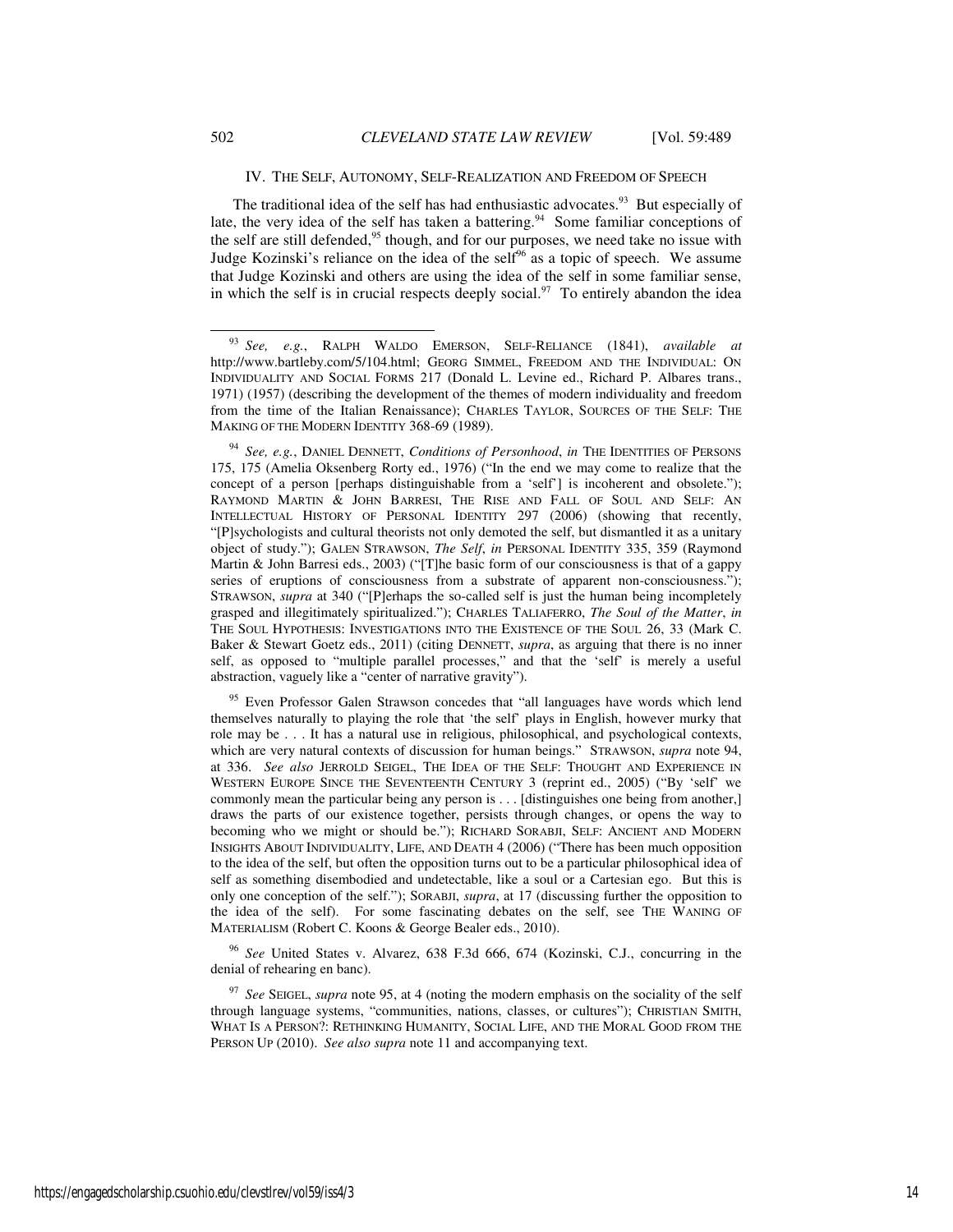## IV. THE SELF, AUTONOMY, SELF-REALIZATION AND FREEDOM OF SPEECH

The traditional idea of the self has had enthusiastic advocates.[93] But especially of late, the very idea of the self has taken a battering.[94] Some familiar conceptions of the self are still defended,[95] though, and for our purposes, we need take no issue with Judge Kozinski's reliance on the idea of the self[96] as a topic of speech. We assume that Judge Kozinski and others are using the idea of the self in some familiar sense, in which the self is in crucial respects deeply social.[97] To entirely abandon the idea

---

[93] *See, e.g.*, RALPH WALDO EMERSON, SELF-RELIANCE (1841), *available at* http://www.bartleby.com/5/104.html; GEORG SIMMEL, FREEDOM AND THE INDIVIDUAL: ON INDIVIDUALITY AND SOCIAL FORMS 217 (Donald L. Levine ed., Richard P. Albares trans., 1971) (1957) (describing the development of the themes of modern individuality and freedom from the time of the Italian Renaissance); CHARLES TAYLOR, SOURCES OF THE SELF: THE MAKING OF THE MODERN IDENTITY 368-69 (1989).

[94] *See, e.g.*, DANIEL DENNETT, *Conditions of Personhood*, *in* THE IDENTITIES OF PERSONS 175, 175 (Amelia Oksenberg Rorty ed., 1976) ("In the end we may come to realize that the concept of a person [perhaps distinguishable from a 'self'] is incoherent and obsolete."); RAYMOND MARTIN & JOHN BARRESI, THE RISE AND FALL OF SOUL AND SELF: AN INTELLECTUAL HISTORY OF PERSONAL IDENTITY 297 (2006) (showing that recently, "[P]sychologists and cultural theorists not only demoted the self, but dismantled it as a unitary object of study."); GALEN STRAWSON, *The Self*, *in* PERSONAL IDENTITY 335, 359 (Raymond Martin & John Barresi eds., 2003) ("[T]he basic form of our consciousness is that of a gappy series of eruptions of consciousness from a substrate of apparent non-consciousness."); STRAWSON, *supra* at 340 ("[P]erhaps the so-called self is just the human being incompletely grasped and illegitimately spiritualized."); CHARLES TALIAFERRO, *The Soul of the Matter*, *in* THE SOUL HYPOTHESIS: INVESTIGATIONS INTO THE EXISTENCE OF THE SOUL 26, 33 (Mark C. Baker & Stewart Goetz eds., 2011) (citing DENNETT, *supra*, as arguing that there is no inner self, as opposed to "multiple parallel processes," and that the 'self' is merely a useful abstraction, vaguely like a "center of narrative gravity").

[95] Even Professor Galen Strawson concedes that "all languages have words which lend themselves naturally to playing the role that 'the self' plays in English, however murky that role may be . . . It has a natural use in religious, philosophical, and psychological contexts, which are very natural contexts of discussion for human beings." STRAWSON, *supra* note 94, at 336. *See also* JERROLD SEIGEL, THE IDEA OF THE SELF: THOUGHT AND EXPERIENCE IN WESTERN EUROPE SINCE THE SEVENTEENTH CENTURY 3 (reprint ed., 2005) ("By 'self' we commonly mean the particular being any person is . . . [distinguishes one being from another,] draws the parts of our existence together, persists through changes, or opens the way to becoming who we might or should be."); RICHARD SORABJI, SELF: ANCIENT AND MODERN INSIGHTS ABOUT INDIVIDUALITY, LIFE, AND DEATH 4 (2006) ("There has been much opposition to the idea of the self, but often the opposition turns out to be a particular philosophical idea of self as something disembodied and undetectable, like a soul or a Cartesian ego. But this is only one conception of the self."); SORABJI, *supra*, at 17 (discussing further the opposition to the idea of the self). For some fascinating debates on the self, see THE WANING OF MATERIALISM (Robert C. Koons & George Bealer eds., 2010).

[96] *See* United States v. Alvarez, 638 F.3d 666, 674 (Kozinski, C.J., concurring in the denial of rehearing en banc).

[97] *See* SEIGEL, *supra* note 95, at 4 (noting the modern emphasis on the sociality of the self through language systems, "communities, nations, classes, or cultures"); CHRISTIAN SMITH, WHAT IS A PERSON?: RETHINKING HUMANITY, SOCIAL LIFE, AND THE MORAL GOOD FROM THE PERSON UP (2010). *See also supra* note 11 and accompanying text.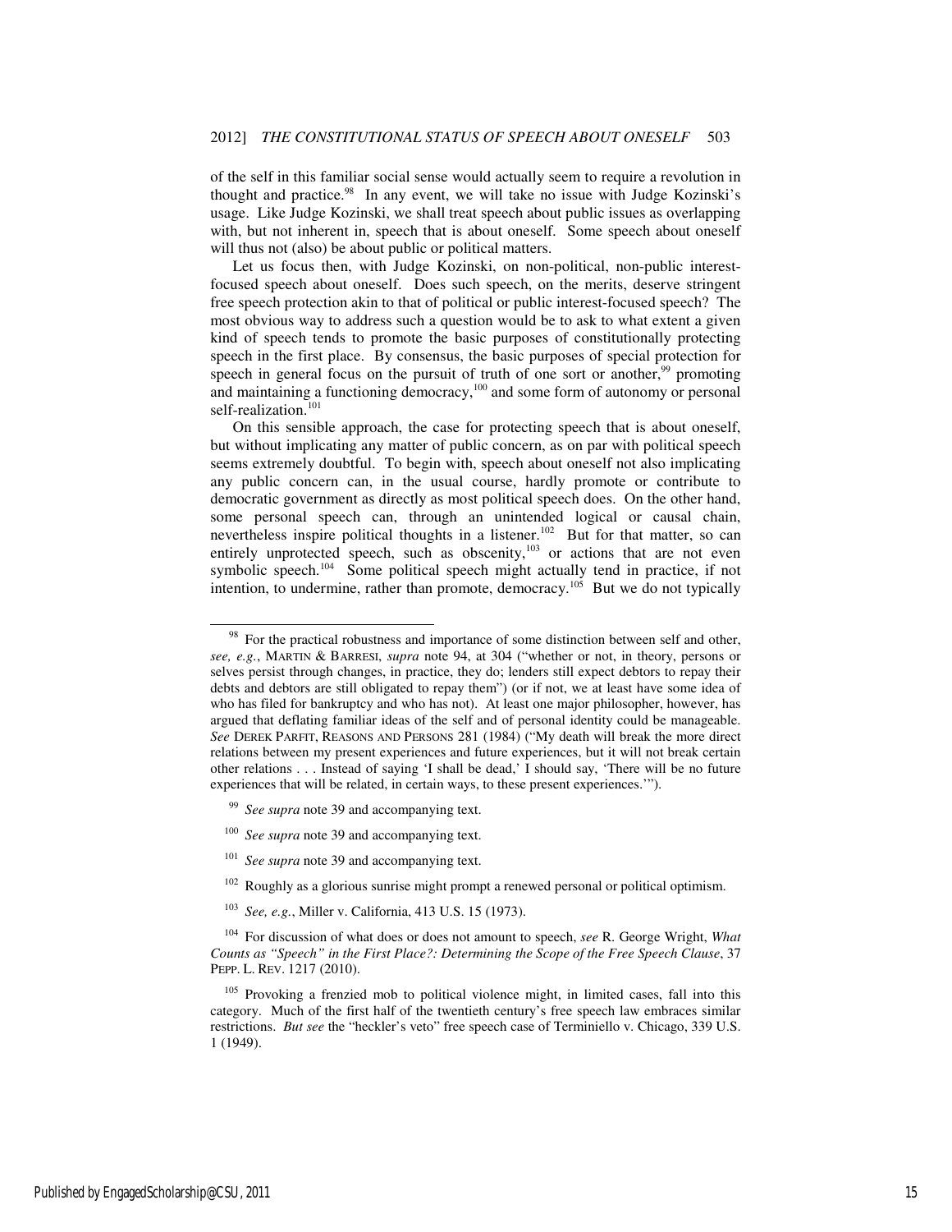of the self in this familiar social sense would actually seem to require a revolution in thought and practice.[98] In any event, we will take no issue with Judge Kozinski's usage. Like Judge Kozinski, we shall treat speech about public issues as overlapping with, but not inherent in, speech that is about oneself. Some speech about oneself will thus not (also) be about public or political matters.

Let us focus then, with Judge Kozinski, on non-political, non-public interest-focused speech about oneself. Does such speech, on the merits, deserve stringent free speech protection akin to that of political or public interest-focused speech? The most obvious way to address such a question would be to ask to what extent a given kind of speech tends to promote the basic purposes of constitutionally protecting speech in the first place. By consensus, the basic purposes of special protection for speech in general focus on the pursuit of truth of one sort or another,[99] promoting and maintaining a functioning democracy,[100] and some form of autonomy or personal self-realization.[101]

On this sensible approach, the case for protecting speech that is about oneself, but without implicating any matter of public concern, as on par with political speech seems extremely doubtful. To begin with, speech about oneself not also implicating any public concern can, in the usual course, hardly promote or contribute to democratic government as directly as most political speech does. On the other hand, some personal speech can, through an unintended logical or causal chain, nevertheless inspire political thoughts in a listener.[102] But for that matter, so can entirely unprotected speech, such as obscenity,[103] or actions that are not even symbolic speech.[104] Some political speech might actually tend in practice, if not intention, to undermine, rather than promote, democracy.[105] But we do not typically

---

[98] For the practical robustness and importance of some distinction between self and other, *see, e.g.*, MARTIN & BARRESI, *supra* note 94, at 304 ("whether or not, in theory, persons or selves persist through changes, in practice, they do; lenders still expect debtors to repay their debts and debtors are still obligated to repay them") (or if not, we at least have some idea of who has filed for bankruptcy and who has not). At least one major philosopher, however, has argued that deflating familiar ideas of the self and of personal identity could be manageable. *See* DEREK PARFIT, REASONS AND PERSONS 281 (1984) ("My death will break the more direct relations between my present experiences and future experiences, but it will not break certain other relations . . . Instead of saying 'I shall be dead,' I should say, 'There will be no future experiences that will be related, in certain ways, to these present experiences.'").

[99] *See supra* note 39 and accompanying text.

[100] *See supra* note 39 and accompanying text.

[101] *See supra* note 39 and accompanying text.

[102] Roughly as a glorious sunrise might prompt a renewed personal or political optimism.

[103] *See, e.g.*, Miller v. California, 413 U.S. 15 (1973).

[104] For discussion of what does or does not amount to speech, *see* R. George Wright, *What Counts as "Speech" in the First Place?: Determining the Scope of the Free Speech Clause*, 37 PEPP. L. REV. 1217 (2010).

[105] Provoking a frenzied mob to political violence might, in limited cases, fall into this category. Much of the first half of the twentieth century's free speech law embraces similar restrictions. *But see* the "heckler's veto" free speech case of Terminiello v. Chicago, 339 U.S. 1 (1949).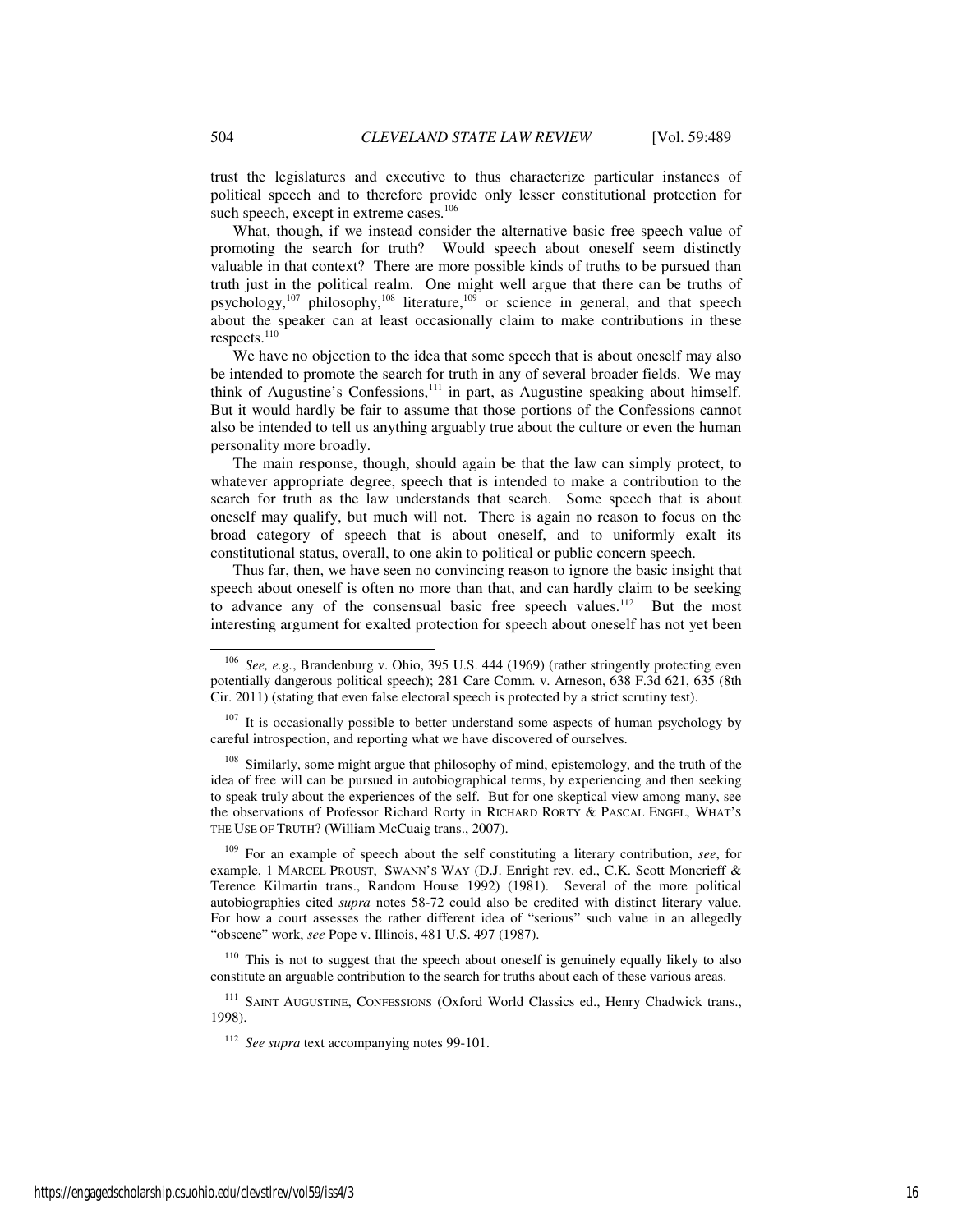trust the legislatures and executive to thus characterize particular instances of political speech and to therefore provide only lesser constitutional protection for such speech, except in extreme cases.[106]

What, though, if we instead consider the alternative basic free speech value of promoting the search for truth? Would speech about oneself seem distinctly valuable in that context? There are more possible kinds of truths to be pursued than truth just in the political realm. One might well argue that there can be truths of psychology,[107] philosophy,[108] literature,[109] or science in general, and that speech about the speaker can at least occasionally claim to make contributions in these respects.[110]

We have no objection to the idea that some speech that is about oneself may also be intended to promote the search for truth in any of several broader fields. We may think of Augustine's Confessions,[111] in part, as Augustine speaking about himself. But it would hardly be fair to assume that those portions of the Confessions cannot also be intended to tell us anything arguably true about the culture or even the human personality more broadly.

The main response, though, should again be that the law can simply protect, to whatever appropriate degree, speech that is intended to make a contribution to the search for truth as the law understands that search. Some speech that is about oneself may qualify, but much will not. There is again no reason to focus on the broad category of speech that is about oneself, and to uniformly exalt its constitutional status, overall, to one akin to political or public concern speech.

Thus far, then, we have seen no convincing reason to ignore the basic insight that speech about oneself is often no more than that, and can hardly claim to be seeking to advance any of the consensual basic free speech values.[112] But the most interesting argument for exalted protection for speech about oneself has not yet been

---

[106] *See, e.g.*, Brandenburg v. Ohio, 395 U.S. 444 (1969) (rather stringently protecting even potentially dangerous political speech); 281 Care Comm. v. Arneson, 638 F.3d 621, 635 (8th Cir. 2011) (stating that even false electoral speech is protected by a strict scrutiny test).

[107] It is occasionally possible to better understand some aspects of human psychology by careful introspection, and reporting what we have discovered of ourselves.

[108] Similarly, some might argue that philosophy of mind, epistemology, and the truth of the idea of free will can be pursued in autobiographical terms, by experiencing and then seeking to speak truly about the experiences of the self. But for one skeptical view among many, see the observations of Professor Richard Rorty in RICHARD RORTY & PASCAL ENGEL, WHAT'S THE USE OF TRUTH? (William McCuaig trans., 2007).

[109] For an example of speech about the self constituting a literary contribution, *see*, for example, 1 MARCEL PROUST, SWANN'S WAY (D.J. Enright rev. ed., C.K. Scott Moncrieff & Terence Kilmartin trans., Random House 1992) (1981). Several of the more political autobiographies cited *supra* notes 58-72 could also be credited with distinct literary value. For how a court assesses the rather different idea of "serious" such value in an allegedly "obscene" work, *see* Pope v. Illinois, 481 U.S. 497 (1987).

[110] This is not to suggest that the speech about oneself is genuinely equally likely to also constitute an arguable contribution to the search for truths about each of these various areas.

[111] SAINT AUGUSTINE, CONFESSIONS (Oxford World Classics ed., Henry Chadwick trans., 1998).

[112] *See supra* text accompanying notes 99-101.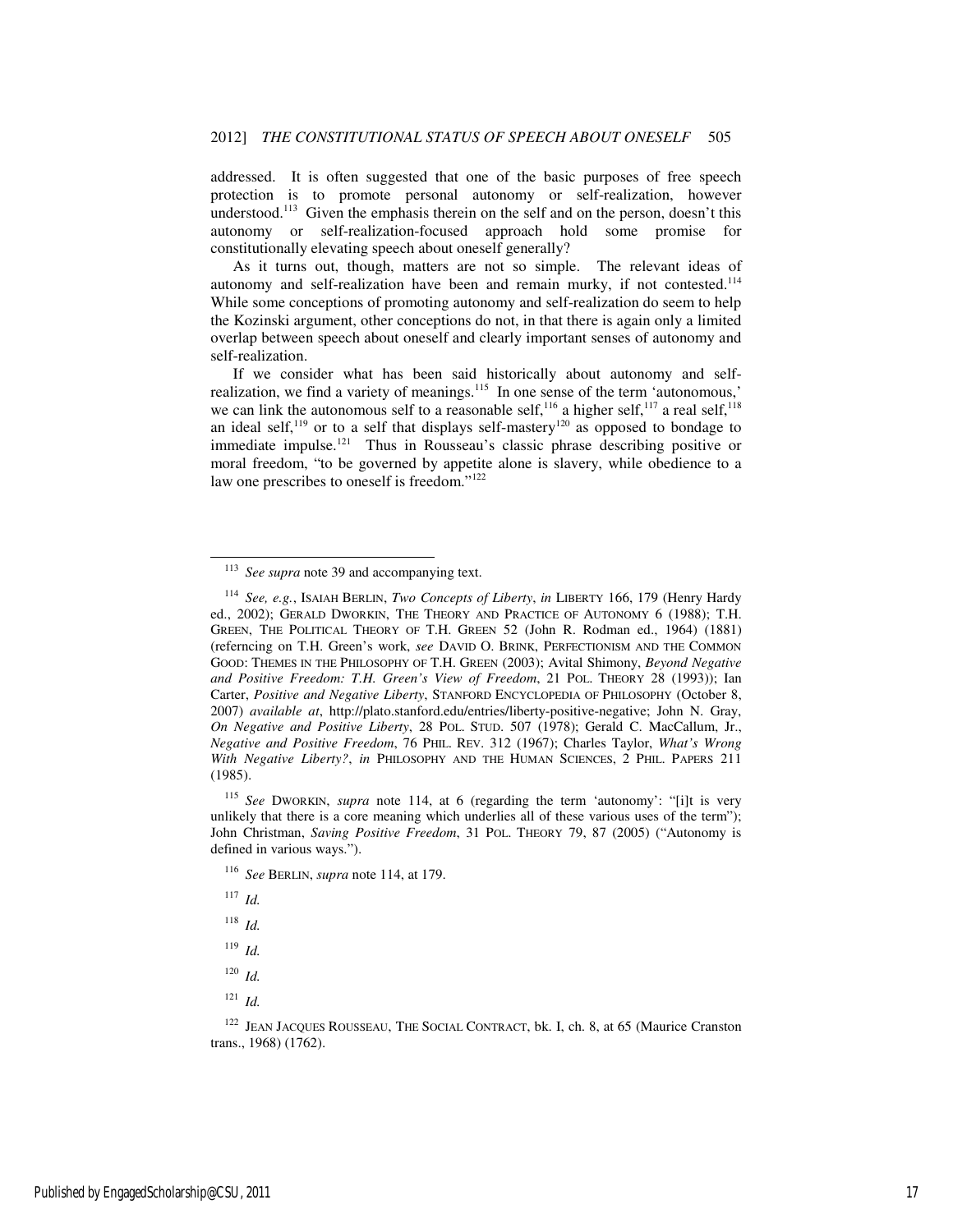addressed. It is often suggested that one of the basic purposes of free speech protection is to promote personal autonomy or self-realization, however understood.[113] Given the emphasis therein on the self and on the person, doesn't this autonomy or self-realization-focused approach hold some promise for constitutionally elevating speech about oneself generally?

As it turns out, though, matters are not so simple. The relevant ideas of autonomy and self-realization have been and remain murky, if not contested.[114] While some conceptions of promoting autonomy and self-realization do seem to help the Kozinski argument, other conceptions do not, in that there is again only a limited overlap between speech about oneself and clearly important senses of autonomy and self-realization.

If we consider what has been said historically about autonomy and self-realization, we find a variety of meanings.[115] In one sense of the term 'autonomous,' we can link the autonomous self to a reasonable self,[116] a higher self,[117] a real self,[118] an ideal self,[119] or to a self that displays self-mastery[120] as opposed to bondage to immediate impulse.[121] Thus in Rousseau's classic phrase describing positive or moral freedom, "to be governed by appetite alone is slavery, while obedience to a law one prescribes to oneself is freedom."[122]

---

[113] *See supra* note 39 and accompanying text.

[114] *See, e.g.*, ISAIAH BERLIN, *Two Concepts of Liberty*, *in* LIBERTY 166, 179 (Henry Hardy ed., 2002); GERALD DWORKIN, THE THEORY AND PRACTICE OF AUTONOMY 6 (1988); T.H. GREEN, THE POLITICAL THEORY OF T.H. GREEN 52 (John R. Rodman ed., 1964) (1881) (referncing on T.H. Green's work, *see* DAVID O. BRINK, PERFECTIONISM AND THE COMMON GOOD: THEMES IN THE PHILOSOPHY OF T.H. GREEN (2003); Avital Shimony, *Beyond Negative and Positive Freedom: T.H. Green's View of Freedom*, 21 POL. THEORY 28 (1993)); Ian Carter, *Positive and Negative Liberty*, STANFORD ENCYCLOPEDIA OF PHILOSOPHY (October 8, 2007) *available at*, http://plato.stanford.edu/entries/liberty-positive-negative; John N. Gray, *On Negative and Positive Liberty*, 28 POL. STUD. 507 (1978); Gerald C. MacCallum, Jr., *Negative and Positive Freedom*, 76 PHIL. REV. 312 (1967); Charles Taylor, *What's Wrong With Negative Liberty?*, *in* PHILOSOPHY AND THE HUMAN SCIENCES, 2 PHIL. PAPERS 211 (1985).

[115] *See* DWORKIN, *supra* note 114, at 6 (regarding the term 'autonomy': "[i]t is very unlikely that there is a core meaning which underlies all of these various uses of the term"); John Christman, *Saving Positive Freedom*, 31 POL. THEORY 79, 87 (2005) ("Autonomy is defined in various ways.").

[116] *See* BERLIN, *supra* note 114, at 179.

[117] *Id.*

[118] *Id.*

[119] *Id.*

[120] *Id.*

[121] *Id.*

[122] JEAN JACQUES ROUSSEAU, THE SOCIAL CONTRACT, bk. I, ch. 8, at 65 (Maurice Cranston trans., 1968) (1762).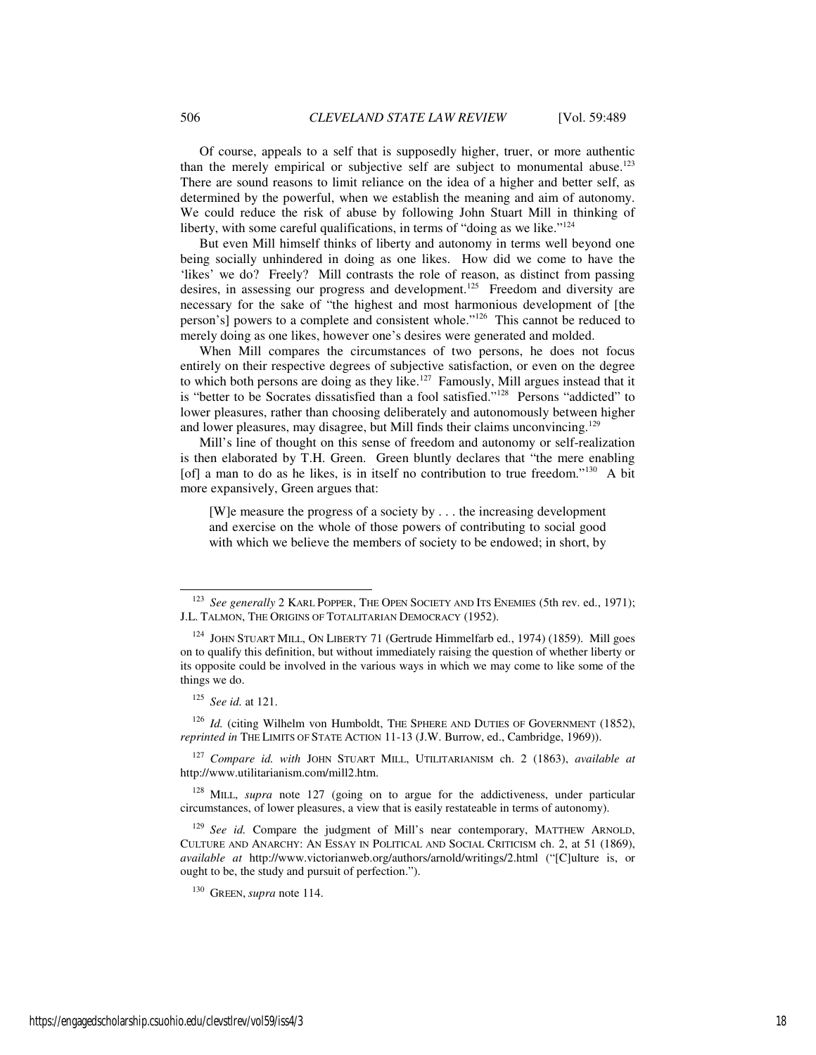Of course, appeals to a self that is supposedly higher, truer, or more authentic than the merely empirical or subjective self are subject to monumental abuse.[123] There are sound reasons to limit reliance on the idea of a higher and better self, as determined by the powerful, when we establish the meaning and aim of autonomy. We could reduce the risk of abuse by following John Stuart Mill in thinking of liberty, with some careful qualifications, in terms of "doing as we like."[124]

But even Mill himself thinks of liberty and autonomy in terms well beyond one being socially unhindered in doing as one likes. How did we come to have the 'likes' we do? Freely? Mill contrasts the role of reason, as distinct from passing desires, in assessing our progress and development.[125] Freedom and diversity are necessary for the sake of "the highest and most harmonious development of [the person's] powers to a complete and consistent whole."[126] This cannot be reduced to merely doing as one likes, however one's desires were generated and molded.

When Mill compares the circumstances of two persons, he does not focus entirely on their respective degrees of subjective satisfaction, or even on the degree to which both persons are doing as they like.[127] Famously, Mill argues instead that it is "better to be Socrates dissatisfied than a fool satisfied."[128] Persons "addicted" to lower pleasures, rather than choosing deliberately and autonomously between higher and lower pleasures, may disagree, but Mill finds their claims unconvincing.[129]

Mill's line of thought on this sense of freedom and autonomy or self-realization is then elaborated by T.H. Green. Green bluntly declares that "the mere enabling [of] a man to do as he likes, is in itself no contribution to true freedom."[130] A bit more expansively, Green argues that:

> [W]e measure the progress of a society by . . . the increasing development and exercise on the whole of those powers of contributing to social good with which we believe the members of society to be endowed; in short, by

---

[123] *See generally* 2 KARL POPPER, THE OPEN SOCIETY AND ITS ENEMIES (5th rev. ed., 1971); J.L. TALMON, THE ORIGINS OF TOTALITARIAN DEMOCRACY (1952).

[124] JOHN STUART MILL, ON LIBERTY 71 (Gertrude Himmelfarb ed., 1974) (1859). Mill goes on to qualify this definition, but without immediately raising the question of whether liberty or its opposite could be involved in the various ways in which we may come to like some of the things we do.

[125] *See id.* at 121.

[126] *Id.* (citing Wilhelm von Humboldt, THE SPHERE AND DUTIES OF GOVERNMENT (1852), *reprinted in* THE LIMITS OF STATE ACTION 11-13 (J.W. Burrow, ed., Cambridge, 1969)).

[127] *Compare id. with* JOHN STUART MILL, UTILITARIANISM ch. 2 (1863), *available at* http://www.utilitarianism.com/mill2.htm.

[128] MILL, *supra* note 127 (going on to argue for the addictiveness, under particular circumstances, of lower pleasures, a view that is easily restateable in terms of autonomy).

[129] *See id.* Compare the judgment of Mill's near contemporary, MATTHEW ARNOLD, CULTURE AND ANARCHY: AN ESSAY IN POLITICAL AND SOCIAL CRITICISM ch. 2, at 51 (1869), *available at* http://www.victorianweb.org/authors/arnold/writings/2.html ("[C]ulture is, or ought to be, the study and pursuit of perfection.").

[130] GREEN, *supra* note 114.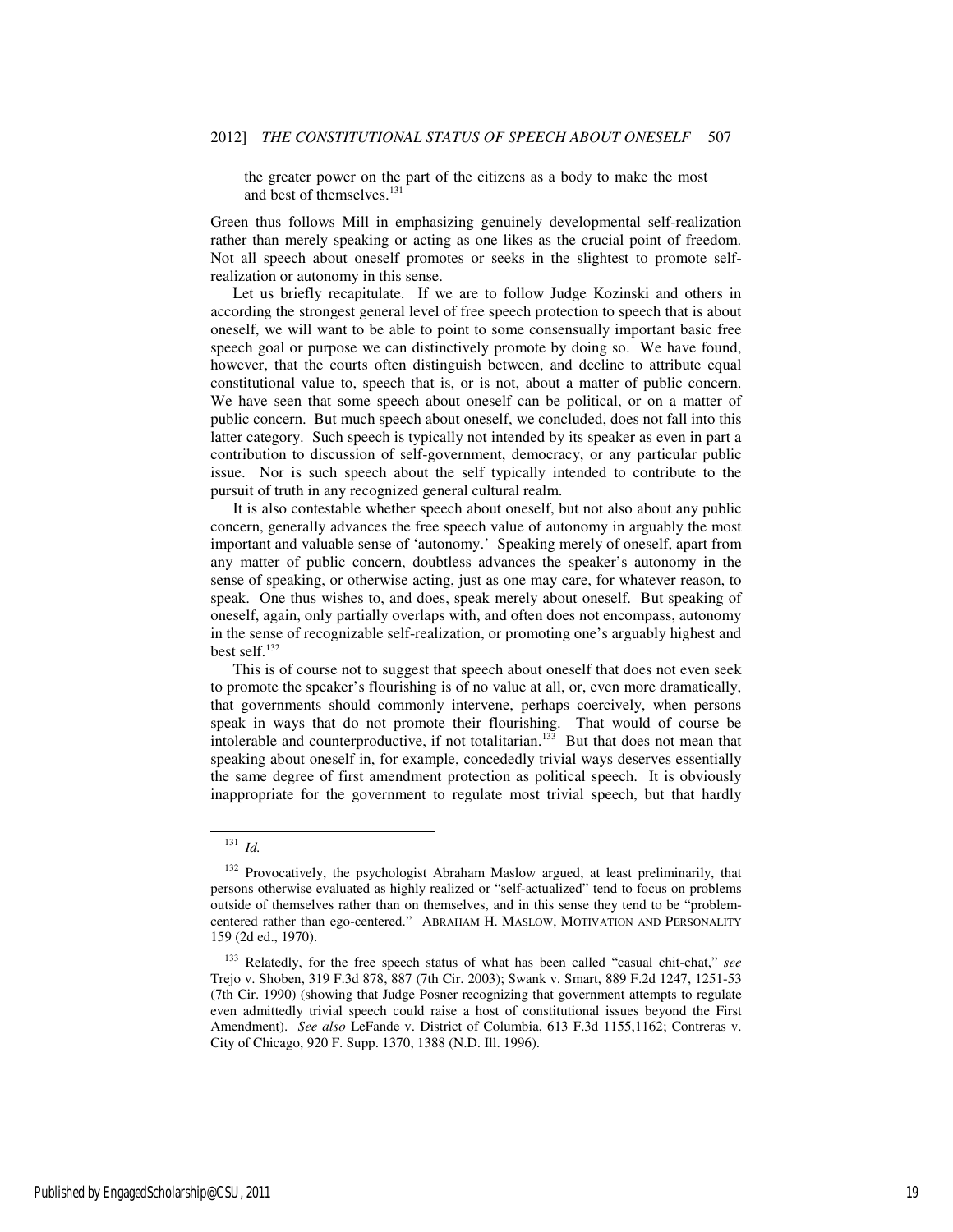the greater power on the part of the citizens as a body to make the most and best of themselves.[131]

Green thus follows Mill in emphasizing genuinely developmental self-realization rather than merely speaking or acting as one likes as the crucial point of freedom. Not all speech about oneself promotes or seeks in the slightest to promote self-realization or autonomy in this sense.

Let us briefly recapitulate. If we are to follow Judge Kozinski and others in according the strongest general level of free speech protection to speech that is about oneself, we will want to be able to point to some consensually important basic free speech goal or purpose we can distinctively promote by doing so. We have found, however, that the courts often distinguish between, and decline to attribute equal constitutional value to, speech that is, or is not, about a matter of public concern. We have seen that some speech about oneself can be political, or on a matter of public concern. But much speech about oneself, we concluded, does not fall into this latter category. Such speech is typically not intended by its speaker as even in part a contribution to discussion of self-government, democracy, or any particular public issue. Nor is such speech about the self typically intended to contribute to the pursuit of truth in any recognized general cultural realm.

It is also contestable whether speech about oneself, but not also about any public concern, generally advances the free speech value of autonomy in arguably the most important and valuable sense of 'autonomy.' Speaking merely of oneself, apart from any matter of public concern, doubtless advances the speaker's autonomy in the sense of speaking, or otherwise acting, just as one may care, for whatever reason, to speak. One thus wishes to, and does, speak merely about oneself. But speaking of oneself, again, only partially overlaps with, and often does not encompass, autonomy in the sense of recognizable self-realization, or promoting one's arguably highest and best self.[132]

This is of course not to suggest that speech about oneself that does not even seek to promote the speaker's flourishing is of no value at all, or, even more dramatically, that governments should commonly intervene, perhaps coercively, when persons speak in ways that do not promote their flourishing. That would of course be intolerable and counterproductive, if not totalitarian.[133] But that does not mean that speaking about oneself in, for example, concededly trivial ways deserves essentially the same degree of first amendment protection as political speech. It is obviously inappropriate for the government to regulate most trivial speech, but that hardly

---

[131] *Id.*

[132] Provocatively, the psychologist Abraham Maslow argued, at least preliminarily, that persons otherwise evaluated as highly realized or "self-actualized" tend to focus on problems outside of themselves rather than on themselves, and in this sense they tend to be "problem-centered rather than ego-centered." ABRAHAM H. MASLOW, MOTIVATION AND PERSONALITY 159 (2d ed., 1970).

[133] Relatedly, for the free speech status of what has been called "casual chit-chat," *see* Trejo v. Shoben, 319 F.3d 878, 887 (7th Cir. 2003); Swank v. Smart, 889 F.2d 1247, 1251-53 (7th Cir. 1990) (showing that Judge Posner recognizing that government attempts to regulate even admittedly trivial speech could raise a host of constitutional issues beyond the First Amendment). *See also* LeFande v. District of Columbia, 613 F.3d 1155,1162; Contreras v. City of Chicago, 920 F. Supp. 1370, 1388 (N.D. Ill. 1996).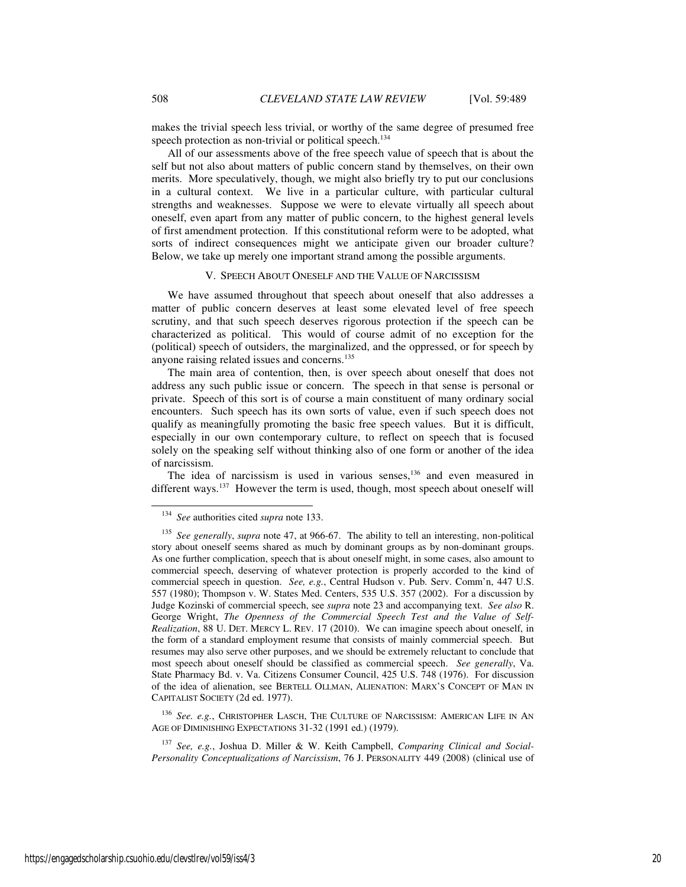makes the trivial speech less trivial, or worthy of the same degree of presumed free speech protection as non-trivial or political speech.[134]

All of our assessments above of the free speech value of speech that is about the self but not also about matters of public concern stand by themselves, on their own merits. More speculatively, though, we might also briefly try to put our conclusions in a cultural context. We live in a particular culture, with particular cultural strengths and weaknesses. Suppose we were to elevate virtually all speech about oneself, even apart from any matter of public concern, to the highest general levels of first amendment protection. If this constitutional reform were to be adopted, what sorts of indirect consequences might we anticipate given our broader culture? Below, we take up merely one important strand among the possible arguments.

## V. SPEECH ABOUT ONESELF AND THE VALUE OF NARCISSISM

We have assumed throughout that speech about oneself that also addresses a matter of public concern deserves at least some elevated level of free speech scrutiny, and that such speech deserves rigorous protection if the speech can be characterized as political. This would of course admit of no exception for the (political) speech of outsiders, the marginalized, and the oppressed, or for speech by anyone raising related issues and concerns.[135]

The main area of contention, then, is over speech about oneself that does not address any such public issue or concern. The speech in that sense is personal or private. Speech of this sort is of course a main constituent of many ordinary social encounters. Such speech has its own sorts of value, even if such speech does not qualify as meaningfully promoting the basic free speech values. But it is difficult, especially in our own contemporary culture, to reflect on speech that is focused solely on the speaking self without thinking also of one form or another of the idea of narcissism.

The idea of narcissism is used in various senses,[136] and even measured in different ways.[137] However the term is used, though, most speech about oneself will

---

[134] *See* authorities cited *supra* note 133.

[135] *See generally*, *supra* note 47, at 966-67. The ability to tell an interesting, non-political story about oneself seems shared as much by dominant groups as by non-dominant groups. As one further complication, speech that is about oneself might, in some cases, also amount to commercial speech, deserving of whatever protection is properly accorded to the kind of commercial speech in question. *See, e.g.*, Central Hudson v. Pub. Serv. Comm'n, 447 U.S. 557 (1980); Thompson v. W. States Med. Centers, 535 U.S. 357 (2002). For a discussion by Judge Kozinski of commercial speech, see *supra* note 23 and accompanying text. *See also* R. George Wright, *The Openness of the Commercial Speech Test and the Value of Self-Realization*, 88 U. DET. MERCY L. REV. 17 (2010). We can imagine speech about oneself, in the form of a standard employment resume that consists of mainly commercial speech. But resumes may also serve other purposes, and we should be extremely reluctant to conclude that most speech about oneself should be classified as commercial speech. *See generally*, Va. State Pharmacy Bd. v. Va. Citizens Consumer Council, 425 U.S. 748 (1976). For discussion of the idea of alienation, see BERTELL OLLMAN, ALIENATION: MARX'S CONCEPT OF MAN IN CAPITALIST SOCIETY (2d ed. 1977).

[136] *See. e.g.*, CHRISTOPHER LASCH, THE CULTURE OF NARCISSISM: AMERICAN LIFE IN AN AGE OF DIMINISHING EXPECTATIONS 31-32 (1991 ed.) (1979).

[137] *See, e.g.*, Joshua D. Miller & W. Keith Campbell, *Comparing Clinical and Social-Personality Conceptualizations of Narcissism*, 76 J. PERSONALITY 449 (2008) (clinical use of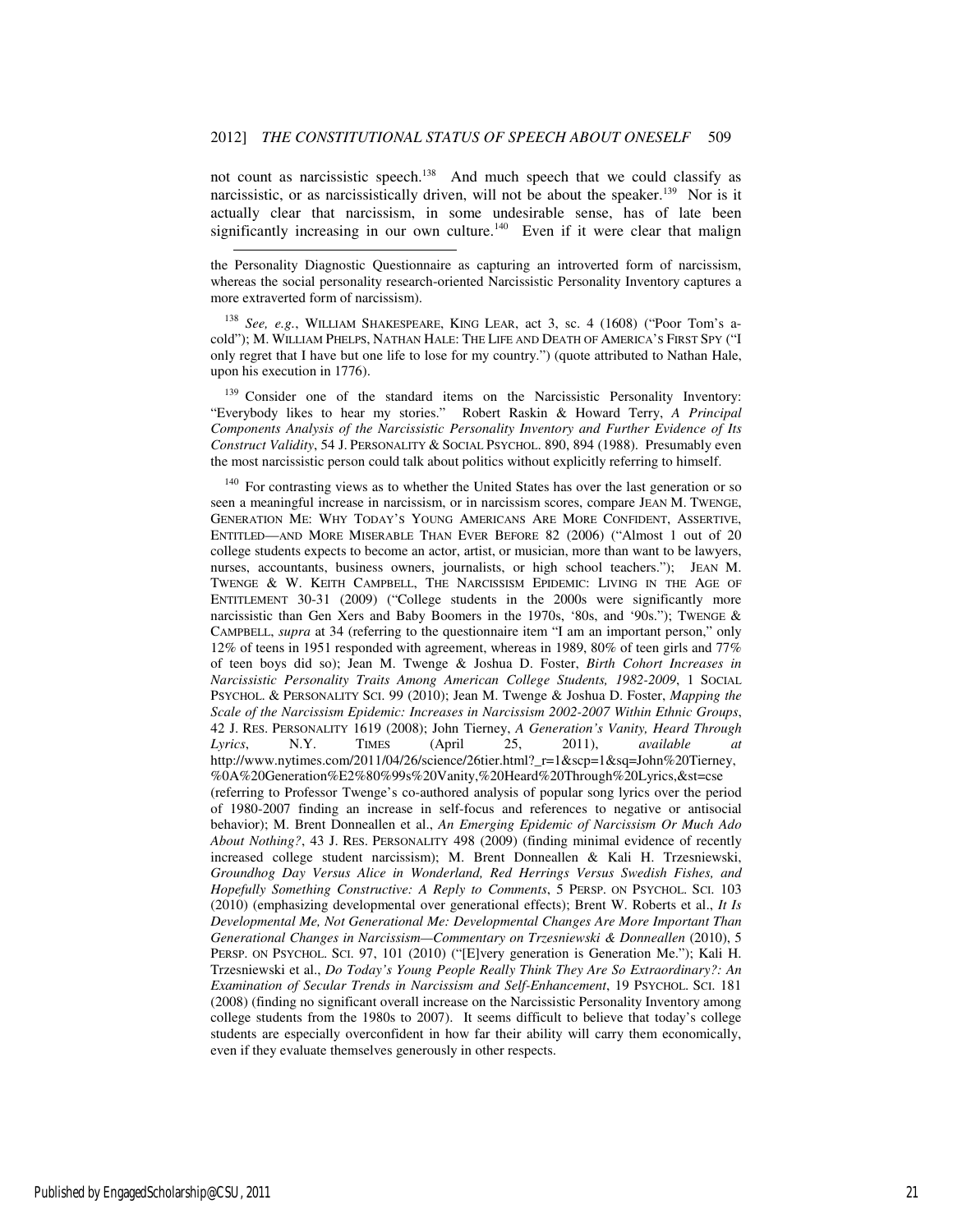not count as narcissistic speech.[138] And much speech that we could classify as narcissistic, or as narcissistically driven, will not be about the speaker.[139] Nor is it actually clear that narcissism, in some undesirable sense, has of late been significantly increasing in our own culture.[140] Even if it were clear that malign

---

the Personality Diagnostic Questionnaire as capturing an introverted form of narcissism, whereas the social personality research-oriented Narcissistic Personality Inventory captures a more extraverted form of narcissism).

[138] *See, e.g.*, WILLIAM SHAKESPEARE, KING LEAR, act 3, sc. 4 (1608) ("Poor Tom's a-cold"); M. WILLIAM PHELPS, NATHAN HALE: THE LIFE AND DEATH OF AMERICA'S FIRST SPY ("I only regret that I have but one life to lose for my country.") (quote attributed to Nathan Hale, upon his execution in 1776).

[139] Consider one of the standard items on the Narcissistic Personality Inventory: "Everybody likes to hear my stories." Robert Raskin & Howard Terry, *A Principal Components Analysis of the Narcissistic Personality Inventory and Further Evidence of Its Construct Validity*, 54 J. PERSONALITY & SOCIAL PSYCHOL. 890, 894 (1988). Presumably even the most narcissistic person could talk about politics without explicitly referring to himself.

[140] For contrasting views as to whether the United States has over the last generation or so seen a meaningful increase in narcissism, or in narcissism scores, compare JEAN M. TWENGE, GENERATION ME: WHY TODAY'S YOUNG AMERICANS ARE MORE CONFIDENT, ASSERTIVE, ENTITLED—AND MORE MISERABLE THAN EVER BEFORE 82 (2006) ("Almost 1 out of 20 college students expects to become an actor, artist, or musician, more than want to be lawyers, nurses, accountants, business owners, journalists, or high school teachers."); JEAN M. TWENGE & W. KEITH CAMPBELL, THE NARCISSISM EPIDEMIC: LIVING IN THE AGE OF ENTITLEMENT 30-31 (2009) ("College students in the 2000s were significantly more narcissistic than Gen Xers and Baby Boomers in the 1970s, '80s, and '90s."); TWENGE & CAMPBELL, *supra* at 34 (referring to the questionnaire item "I am an important person," only 12% of teens in 1951 responded with agreement, whereas in 1989, 80% of teen girls and 77% of teen boys did so); Jean M. Twenge & Joshua D. Foster, *Birth Cohort Increases in Narcissistic Personality Traits Among American College Students, 1982-2009*, 1 SOCIAL PSYCHOL. & PERSONALITY SCI. 99 (2010); Jean M. Twenge & Joshua D. Foster, *Mapping the Scale of the Narcissism Epidemic: Increases in Narcissism 2002-2007 Within Ethnic Groups*, 42 J. RES. PERSONALITY 1619 (2008); John Tierney, *A Generation's Vanity, Heard Through Lyrics*, N.Y. TIMES (April 25, 2011), *available at* http://www.nytimes.com/2011/04/26/science/26tier.html?_r=1&scp=1&sq=John%20Tierney,%0A%20Generation%E2%80%99s%20Vanity,%20Heard%20Through%20Lyrics,&st=cse (referring to Professor Twenge's co-authored analysis of popular song lyrics over the period of 1980-2007 finding an increase in self-focus and references to negative or antisocial behavior); M. Brent Donneallen et al., *An Emerging Epidemic of Narcissism Or Much Ado About Nothing?*, 43 J. RES. PERSONALITY 498 (2009) (finding minimal evidence of recently increased college student narcissism); M. Brent Donneallen & Kali H. Trzesniewski, *Groundhog Day Versus Alice in Wonderland, Red Herrings Versus Swedish Fishes, and Hopefully Something Constructive: A Reply to Comments*, 5 PERSP. ON PSYCHOL. SCI. 103 (2010) (emphasizing developmental over generational effects); Brent W. Roberts et al., *It Is Developmental Me, Not Generational Me: Developmental Changes Are More Important Than Generational Changes in Narcissism—Commentary on Trzesniewski & Donneallen* (2010), 5 PERSP. ON PSYCHOL. SCI. 97, 101 (2010) ("[E]very generation is Generation Me."); Kali H. Trzesniewski et al., *Do Today's Young People Really Think They Are So Extraordinary?: An Examination of Secular Trends in Narcissism and Self-Enhancement*, 19 PSYCHOL. SCI. 181 (2008) (finding no significant overall increase on the Narcissistic Personality Inventory among college students from the 1980s to 2007). It seems difficult to believe that today's college students are especially overconfident in how far their ability will carry them economically, even if they evaluate themselves generously in other respects.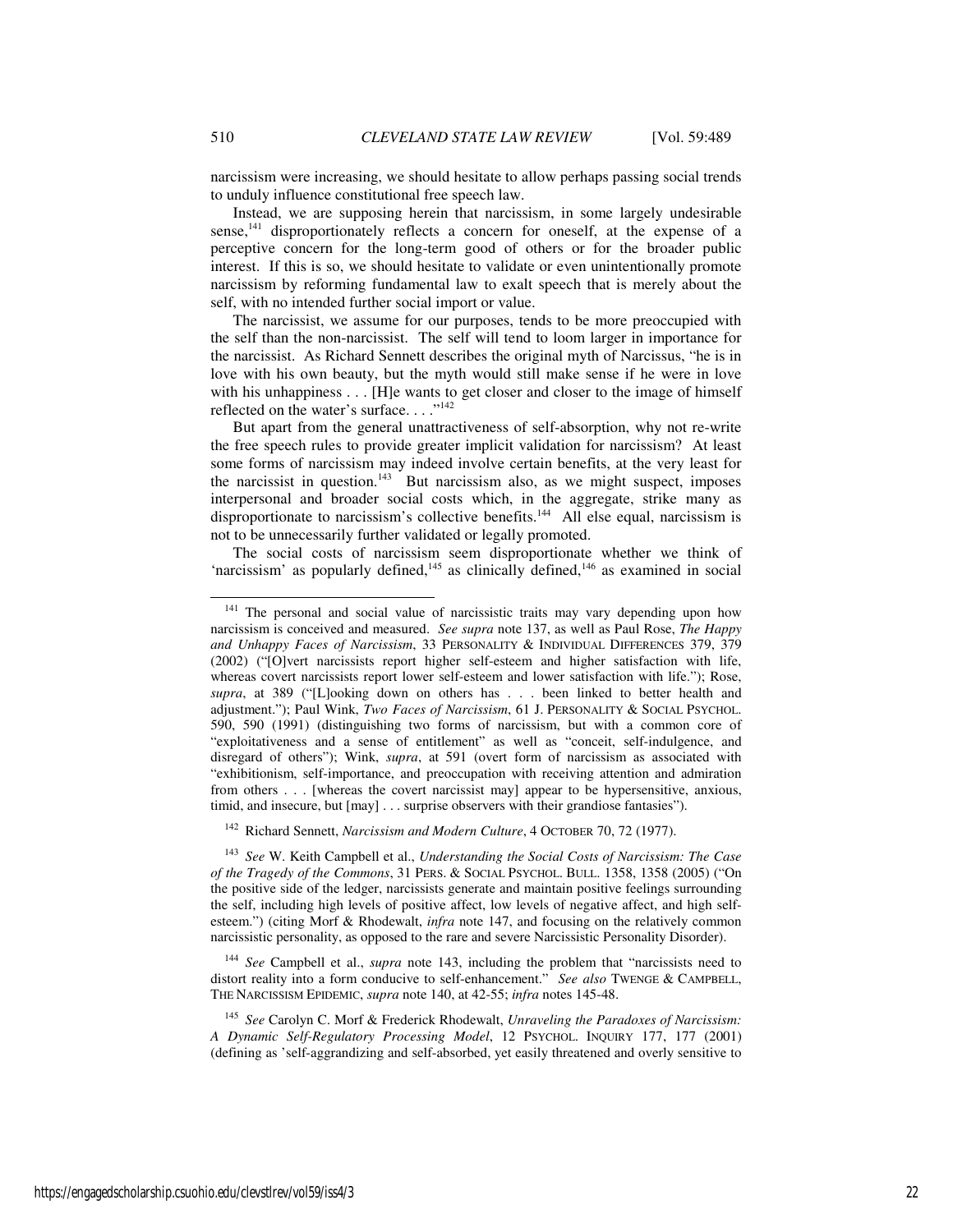narcissism were increasing, we should hesitate to allow perhaps passing social trends to unduly influence constitutional free speech law.

Instead, we are supposing herein that narcissism, in some largely undesirable sense,[141] disproportionately reflects a concern for oneself, at the expense of a perceptive concern for the long-term good of others or for the broader public interest. If this is so, we should hesitate to validate or even unintentionally promote narcissism by reforming fundamental law to exalt speech that is merely about the self, with no intended further social import or value.

The narcissist, we assume for our purposes, tends to be more preoccupied with the self than the non-narcissist. The self will tend to loom larger in importance for the narcissist. As Richard Sennett describes the original myth of Narcissus, "he is in love with his own beauty, but the myth would still make sense if he were in love with his unhappiness . . . [H]e wants to get closer and closer to the image of himself reflected on the water's surface. . . ."[142]

But apart from the general unattractiveness of self-absorption, why not re-write the free speech rules to provide greater implicit validation for narcissism? At least some forms of narcissism may indeed involve certain benefits, at the very least for the narcissist in question.[143] But narcissism also, as we might suspect, imposes interpersonal and broader social costs which, in the aggregate, strike many as disproportionate to narcissism's collective benefits.[144] All else equal, narcissism is not to be unnecessarily further validated or legally promoted.

The social costs of narcissism seem disproportionate whether we think of 'narcissism' as popularly defined,[145] as clinically defined,[146] as examined in social

---

[141] The personal and social value of narcissistic traits may vary depending upon how narcissism is conceived and measured. *See supra* note 137, as well as Paul Rose, *The Happy and Unhappy Faces of Narcissism*, 33 PERSONALITY & INDIVIDUAL DIFFERENCES 379, 379 (2002) ("[O]vert narcissists report higher self-esteem and higher satisfaction with life, whereas covert narcissists report lower self-esteem and lower satisfaction with life."); Rose, *supra*, at 389 ("[L]ooking down on others has . . . been linked to better health and adjustment."); Paul Wink, *Two Faces of Narcissism*, 61 J. PERSONALITY & SOCIAL PSYCHOL. 590, 590 (1991) (distinguishing two forms of narcissism, but with a common core of "exploitativeness and a sense of entitlement" as well as "conceit, self-indulgence, and disregard of others"); Wink, *supra*, at 591 (overt form of narcissism as associated with "exhibitionism, self-importance, and preoccupation with receiving attention and admiration from others . . . [whereas the covert narcissist may] appear to be hypersensitive, anxious, timid, and insecure, but [may] . . . surprise observers with their grandiose fantasies").

[142] Richard Sennett, *Narcissism and Modern Culture*, 4 OCTOBER 70, 72 (1977).

[143] *See* W. Keith Campbell et al., *Understanding the Social Costs of Narcissism: The Case of the Tragedy of the Commons*, 31 PERS. & SOCIAL PSYCHOL. BULL. 1358, 1358 (2005) ("On the positive side of the ledger, narcissists generate and maintain positive feelings surrounding the self, including high levels of positive affect, low levels of negative affect, and high self-esteem.") (citing Morf & Rhodewalt, *infra* note 147, and focusing on the relatively common narcissistic personality, as opposed to the rare and severe Narcissistic Personality Disorder).

[144] *See* Campbell et al., *supra* note 143, including the problem that "narcissists need to distort reality into a form conducive to self-enhancement." *See also* TWENGE & CAMPBELL, THE NARCISSISM EPIDEMIC, *supra* note 140, at 42-55; *infra* notes 145-48.

[145] *See* Carolyn C. Morf & Frederick Rhodewalt, *Unraveling the Paradoxes of Narcissism: A Dynamic Self-Regulatory Processing Model*, 12 PSYCHOL. INQUIRY 177, 177 (2001) (defining as 'self-aggrandizing and self-absorbed, yet easily threatened and overly sensitive to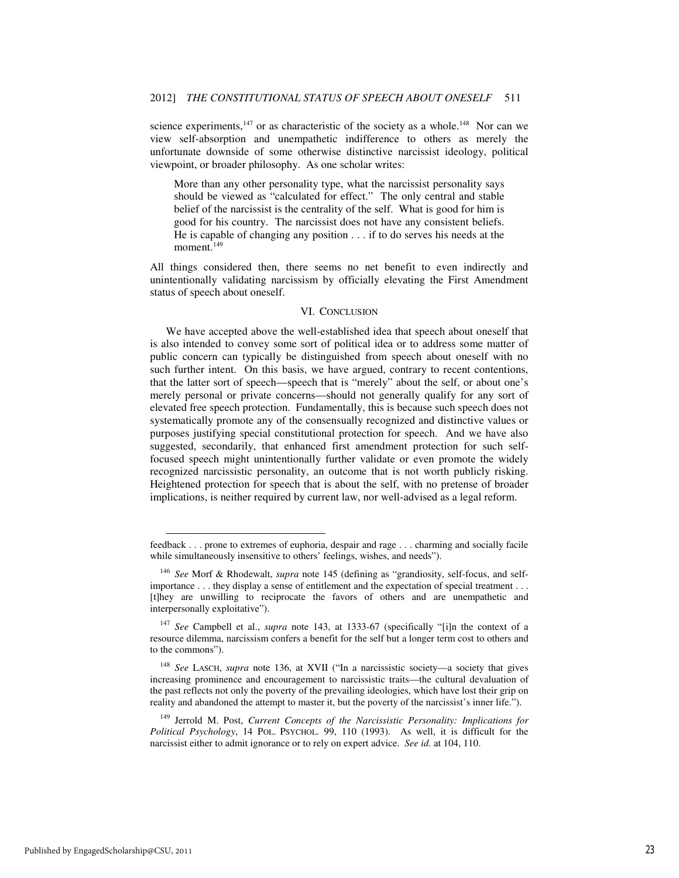science experiments,[147] or as characteristic of the society as a whole.[148] Nor can we view self-absorption and unempathetic indifference to others as merely the unfortunate downside of some otherwise distinctive narcissist ideology, political viewpoint, or broader philosophy. As one scholar writes:

> More than any other personality type, what the narcissist personality says should be viewed as "calculated for effect." The only central and stable belief of the narcissist is the centrality of the self. What is good for him is good for his country. The narcissist does not have any consistent beliefs. He is capable of changing any position . . . if to do serves his needs at the moment.[149]

All things considered then, there seems no net benefit to even indirectly and unintentionally validating narcissism by officially elevating the First Amendment status of speech about oneself.

## VI. CONCLUSION

We have accepted above the well-established idea that speech about oneself that is also intended to convey some sort of political idea or to address some matter of public concern can typically be distinguished from speech about oneself with no such further intent. On this basis, we have argued, contrary to recent contentions, that the latter sort of speech—speech that is "merely" about the self, or about one's merely personal or private concerns—should not generally qualify for any sort of elevated free speech protection. Fundamentally, this is because such speech does not systematically promote any of the consensually recognized and distinctive values or purposes justifying special constitutional protection for speech. And we have also suggested, secondarily, that enhanced first amendment protection for such self-focused speech might unintentionally further validate or even promote the widely recognized narcissistic personality, an outcome that is not worth publicly risking. Heightened protection for speech that is about the self, with no pretense of broader implications, is neither required by current law, nor well-advised as a legal reform.

---

feedback . . . prone to extremes of euphoria, despair and rage . . . charming and socially facile while simultaneously insensitive to others' feelings, wishes, and needs").

[146] *See* Morf & Rhodewalt, *supra* note 145 (defining as "grandiosity, self-focus, and self-importance . . . they display a sense of entitlement and the expectation of special treatment . . . [t]hey are unwilling to reciprocate the favors of others and are unempathetic and interpersonally exploitative").

[147] *See* Campbell et al., *supra* note 143, at 1333-67 (specifically "[i]n the context of a resource dilemma, narcissism confers a benefit for the self but a longer term cost to others and to the commons").

[148] *See* LASCH, *supra* note 136, at XVII ("In a narcissistic society—a society that gives increasing prominence and encouragement to narcissistic traits—the cultural devaluation of the past reflects not only the poverty of the prevailing ideologies, which have lost their grip on reality and abandoned the attempt to master it, but the poverty of the narcissist's inner life.").

[149] Jerrold M. Post, *Current Concepts of the Narcissistic Personality: Implications for Political Psychology*, 14 POL. PSYCHOL. 99, 110 (1993). As well, it is difficult for the narcissist either to admit ignorance or to rely on expert advice. *See id.* at 104, 110.